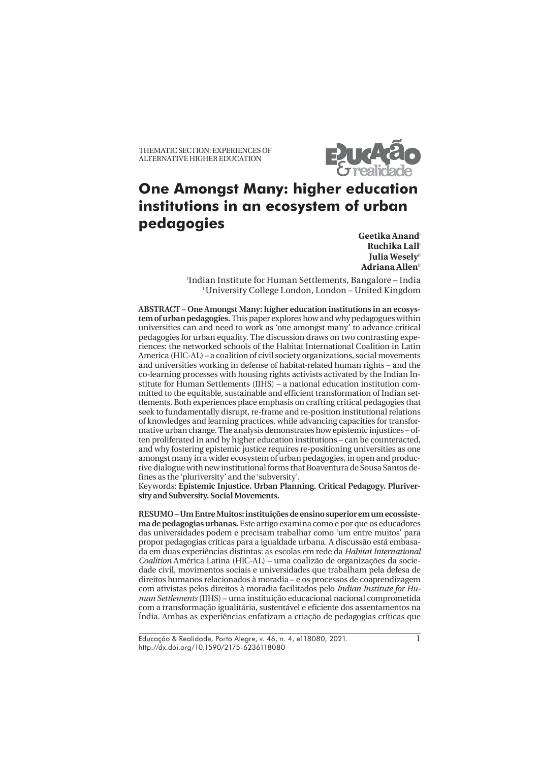THEMATIC SECTION: EXPERIENCES OF ALTERNATIVE HIGHER EDUCATION

# One Amongst Many: higher education institutions in an ecosystem of urban pedagogies

**Geetika Anand**[I]
**Ruchika Lall**[I]
**Julia Wesely**[II]
**Adriana Allen**[II]

[I]Indian Institute for Human Settlements, Bangalore – India
[II]University College London, London – United Kingdom

**ABSTRACT – One Amongst Many: higher education institutions in an ecosystem of urban pedagogies.** This paper explores how and why pedagogues within universities can and need to work as 'one amongst many' to advance critical pedagogies for urban equality. The discussion draws on two contrasting experiences: the networked schools of the Habitat International Coalition in Latin America (HIC-AL) – a coalition of civil society organizations, social movements and universities working in defense of habitat-related human rights – and the co-learning processes with housing rights activists activated by the Indian Institute for Human Settlements (IIHS) – a national education institution committed to the equitable, sustainable and efficient transformation of Indian settlements. Both experiences place emphasis on crafting critical pedagogies that seek to fundamentally disrupt, re-frame and re-position institutional relations of knowledges and learning practices, while advancing capacities for transformative urban change. The analysis demonstrates how epistemic injustices – often proliferated in and by higher education institutions – can be counteracted, and why fostering epistemic justice requires re-positioning universities as one amongst many in a wider ecosystem of urban pedagogies, in open and productive dialogue with new institutional forms that Boaventura de Sousa Santos defines as the 'pluriversity' and the 'subversity'.

Keywords: **Epistemic Injustice. Urban Planning. Critical Pedagogy. Pluriversity and Subversity. Social Movements.**

**RESUMO – Um Entre Muitos: instituições de ensino superior em um ecossistema de pedagogias urbanas.** Este artigo examina como e por que os educadores das universidades podem e precisam trabalhar como 'um entre muitos' para propor pedagogias críticas para a igualdade urbana. A discussão está embasada em duas experiências distintas: as escolas em rede da *Habitat International Coalition* América Latina (HIC-AL) – uma coalizão de organizações da sociedade civil, movimentos sociais e universidades que trabalham pela defesa de direitos humanos relacionados à moradia – e os processos de coaprendizagem com ativistas pelos direitos à moradia facilitados pelo *Indian Institute for Human Settlements* (IIHS) – uma instituição educacional nacional comprometida com a transformação igualitária, sustentável e eficiente dos assentamentos na Índia. Ambas as experiências enfatizam a criação de pedagogias críticas que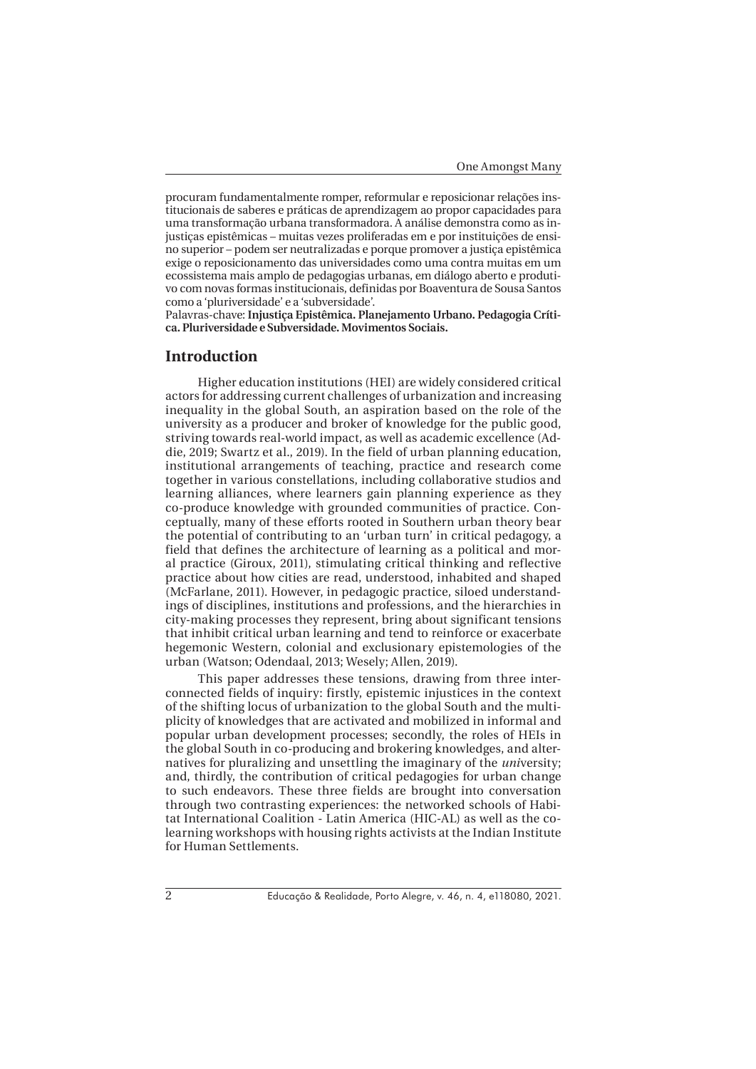procuram fundamentalmente romper, reformular e reposicionar relações institucionais de saberes e práticas de aprendizagem ao propor capacidades para uma transformação urbana transformadora. A análise demonstra como as injustiças epistêmicas – muitas vezes proliferadas em e por instituições de ensino superior – podem ser neutralizadas e porque promover a justiça epistêmica exige o reposicionamento das universidades como uma contra muitas em um ecossistema mais amplo de pedagogias urbanas, em diálogo aberto e produtivo com novas formas institucionais, definidas por Boaventura de Sousa Santos como a 'pluriversidade' e a 'subversidade'.

Palavras-chave: **Injustiça Epistêmica. Planejamento Urbano. Pedagogia Crítica. Pluriversidade e Subversidade. Movimentos Sociais.**

## Introduction

Higher education institutions (HEI) are widely considered critical actors for addressing current challenges of urbanization and increasing inequality in the global South, an aspiration based on the role of the university as a producer and broker of knowledge for the public good, striving towards real-world impact, as well as academic excellence (Addie, 2019; Swartz et al., 2019). In the field of urban planning education, institutional arrangements of teaching, practice and research come together in various constellations, including collaborative studios and learning alliances, where learners gain planning experience as they co-produce knowledge with grounded communities of practice. Conceptually, many of these efforts rooted in Southern urban theory bear the potential of contributing to an 'urban turn' in critical pedagogy, a field that defines the architecture of learning as a political and moral practice (Giroux, 2011), stimulating critical thinking and reflective practice about how cities are read, understood, inhabited and shaped (McFarlane, 2011). However, in pedagogic practice, siloed understandings of disciplines, institutions and professions, and the hierarchies in city-making processes they represent, bring about significant tensions that inhibit critical urban learning and tend to reinforce or exacerbate hegemonic Western, colonial and exclusionary epistemologies of the urban (Watson; Odendaal, 2013; Wesely; Allen, 2019).

This paper addresses these tensions, drawing from three interconnected fields of inquiry: firstly, epistemic injustices in the context of the shifting locus of urbanization to the global South and the multiplicity of knowledges that are activated and mobilized in informal and popular urban development processes; secondly, the roles of HEIs in the global South in co-producing and brokering knowledges, and alternatives for pluralizing and unsettling the imaginary of the *uni*versity; and, thirdly, the contribution of critical pedagogies for urban change to such endeavors. These three fields are brought into conversation through two contrasting experiences: the networked schools of Habitat International Coalition - Latin America (HIC-AL) as well as the co-learning workshops with housing rights activists at the Indian Institute for Human Settlements.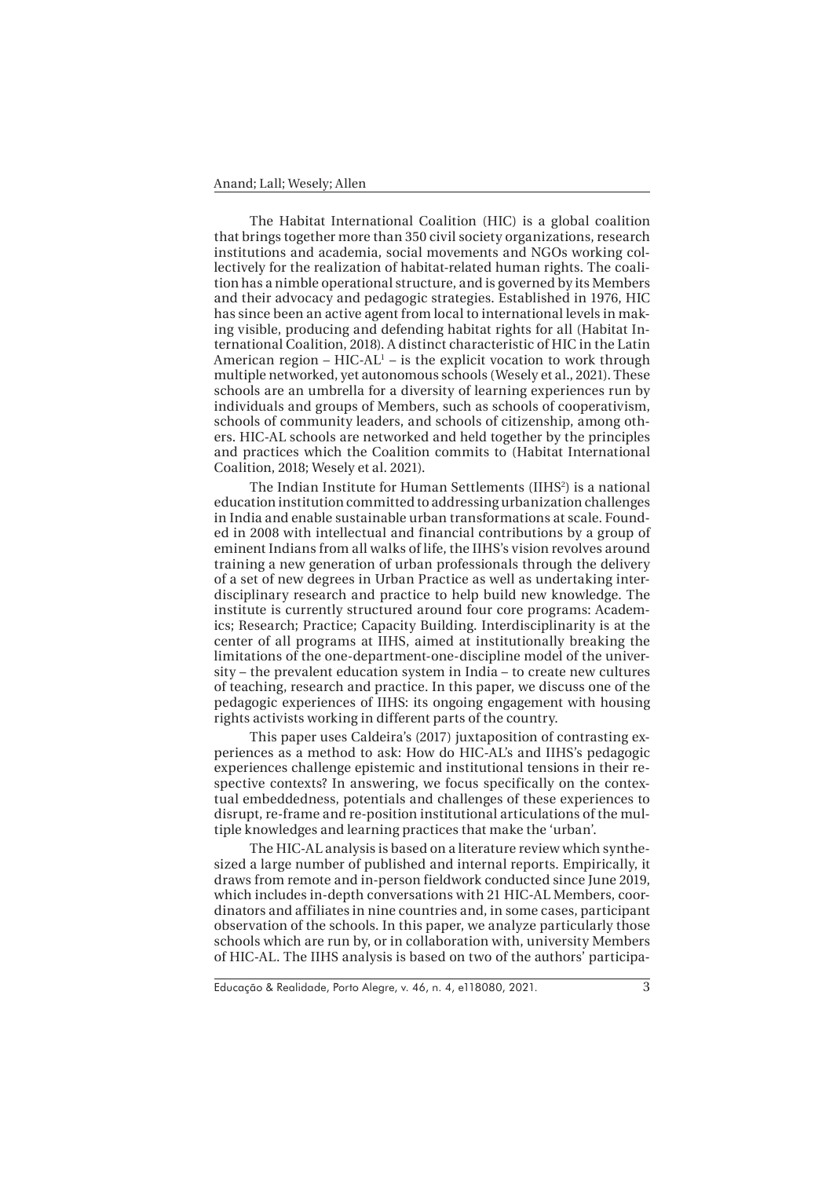The Habitat International Coalition (HIC) is a global coalition that brings together more than 350 civil society organizations, research institutions and academia, social movements and NGOs working collectively for the realization of habitat-related human rights. The coalition has a nimble operational structure, and is governed by its Members and their advocacy and pedagogic strategies. Established in 1976, HIC has since been an active agent from local to international levels in making visible, producing and defending habitat rights for all (Habitat International Coalition, 2018). A distinct characteristic of HIC in the Latin American region – HIC-AL[1] – is the explicit vocation to work through multiple networked, yet autonomous schools (Wesely et al., 2021). These schools are an umbrella for a diversity of learning experiences run by individuals and groups of Members, such as schools of cooperativism, schools of community leaders, and schools of citizenship, among others. HIC-AL schools are networked and held together by the principles and practices which the Coalition commits to (Habitat International Coalition, 2018; Wesely et al. 2021).

The Indian Institute for Human Settlements (IIHS[2]) is a national education institution committed to addressing urbanization challenges in India and enable sustainable urban transformations at scale. Founded in 2008 with intellectual and financial contributions by a group of eminent Indians from all walks of life, the IIHS's vision revolves around training a new generation of urban professionals through the delivery of a set of new degrees in Urban Practice as well as undertaking interdisciplinary research and practice to help build new knowledge. The institute is currently structured around four core programs: Academics; Research; Practice; Capacity Building. Interdisciplinarity is at the center of all programs at IIHS, aimed at institutionally breaking the limitations of the one-department-one-discipline model of the university – the prevalent education system in India – to create new cultures of teaching, research and practice. In this paper, we discuss one of the pedagogic experiences of IIHS: its ongoing engagement with housing rights activists working in different parts of the country.

This paper uses Caldeira's (2017) juxtaposition of contrasting experiences as a method to ask: How do HIC-AL's and IIHS's pedagogic experiences challenge epistemic and institutional tensions in their respective contexts? In answering, we focus specifically on the contextual embeddedness, potentials and challenges of these experiences to disrupt, re-frame and re-position institutional articulations of the multiple knowledges and learning practices that make the 'urban'.

The HIC-AL analysis is based on a literature review which synthesized a large number of published and internal reports. Empirically, it draws from remote and in-person fieldwork conducted since June 2019, which includes in-depth conversations with 21 HIC-AL Members, coordinators and affiliates in nine countries and, in some cases, participant observation of the schools. In this paper, we analyze particularly those schools which are run by, or in collaboration with, university Members of HIC-AL. The IIHS analysis is based on two of the authors' participa-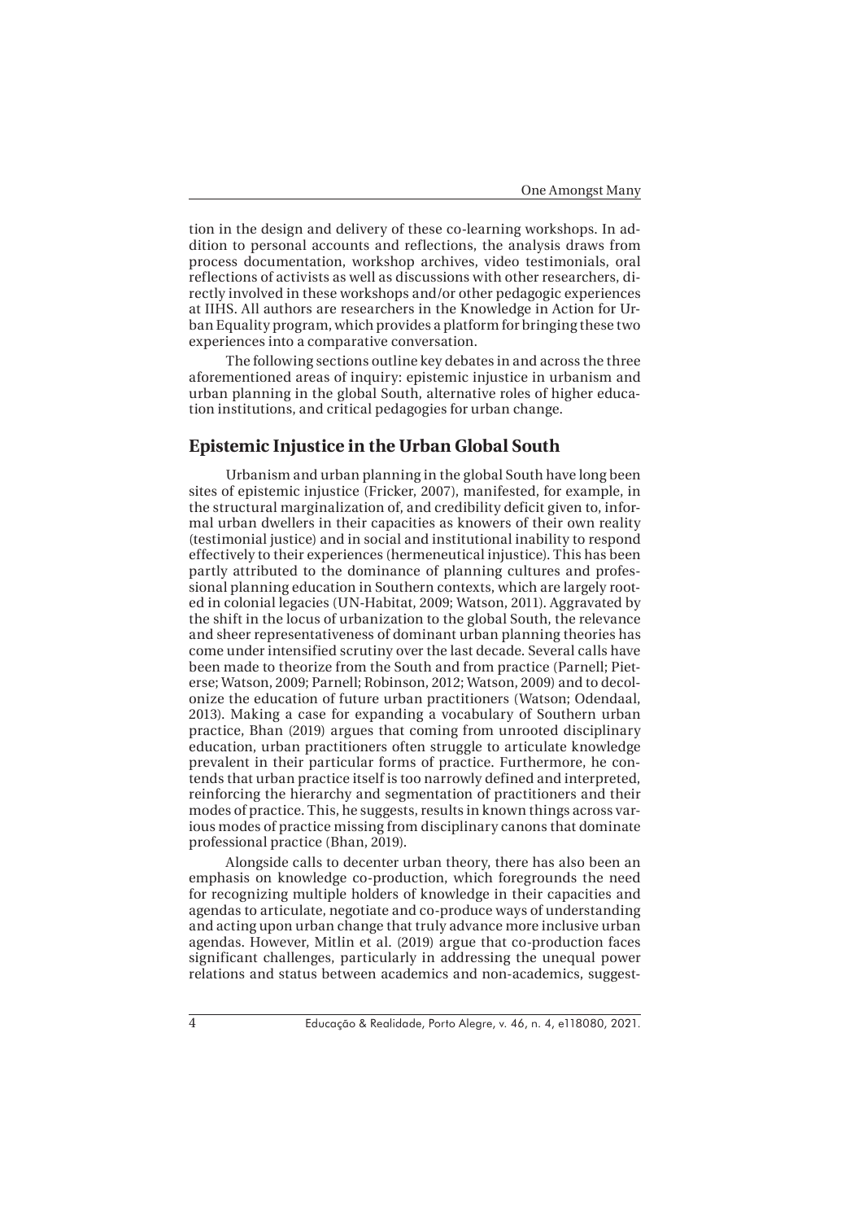tion in the design and delivery of these co-learning workshops. In addition to personal accounts and reflections, the analysis draws from process documentation, workshop archives, video testimonials, oral reflections of activists as well as discussions with other researchers, directly involved in these workshops and/or other pedagogic experiences at IIHS. All authors are researchers in the Knowledge in Action for Urban Equality program, which provides a platform for bringing these two experiences into a comparative conversation.

The following sections outline key debates in and across the three aforementioned areas of inquiry: epistemic injustice in urbanism and urban planning in the global South, alternative roles of higher education institutions, and critical pedagogies for urban change.

## Epistemic Injustice in the Urban Global South

Urbanism and urban planning in the global South have long been sites of epistemic injustice (Fricker, 2007), manifested, for example, in the structural marginalization of, and credibility deficit given to, informal urban dwellers in their capacities as knowers of their own reality (testimonial justice) and in social and institutional inability to respond effectively to their experiences (hermeneutical injustice). This has been partly attributed to the dominance of planning cultures and professional planning education in Southern contexts, which are largely rooted in colonial legacies (UN-Habitat, 2009; Watson, 2011). Aggravated by the shift in the locus of urbanization to the global South, the relevance and sheer representativeness of dominant urban planning theories has come under intensified scrutiny over the last decade. Several calls have been made to theorize from the South and from practice (Parnell; Pieterse; Watson, 2009; Parnell; Robinson, 2012; Watson, 2009) and to decolonize the education of future urban practitioners (Watson; Odendaal, 2013). Making a case for expanding a vocabulary of Southern urban practice, Bhan (2019) argues that coming from unrooted disciplinary education, urban practitioners often struggle to articulate knowledge prevalent in their particular forms of practice. Furthermore, he contends that urban practice itself is too narrowly defined and interpreted, reinforcing the hierarchy and segmentation of practitioners and their modes of practice. This, he suggests, results in known things across various modes of practice missing from disciplinary canons that dominate professional practice (Bhan, 2019).

Alongside calls to decenter urban theory, there has also been an emphasis on knowledge co-production, which foregrounds the need for recognizing multiple holders of knowledge in their capacities and agendas to articulate, negotiate and co-produce ways of understanding and acting upon urban change that truly advance more inclusive urban agendas. However, Mitlin et al. (2019) argue that co-production faces significant challenges, particularly in addressing the unequal power relations and status between academics and non-academics, suggest-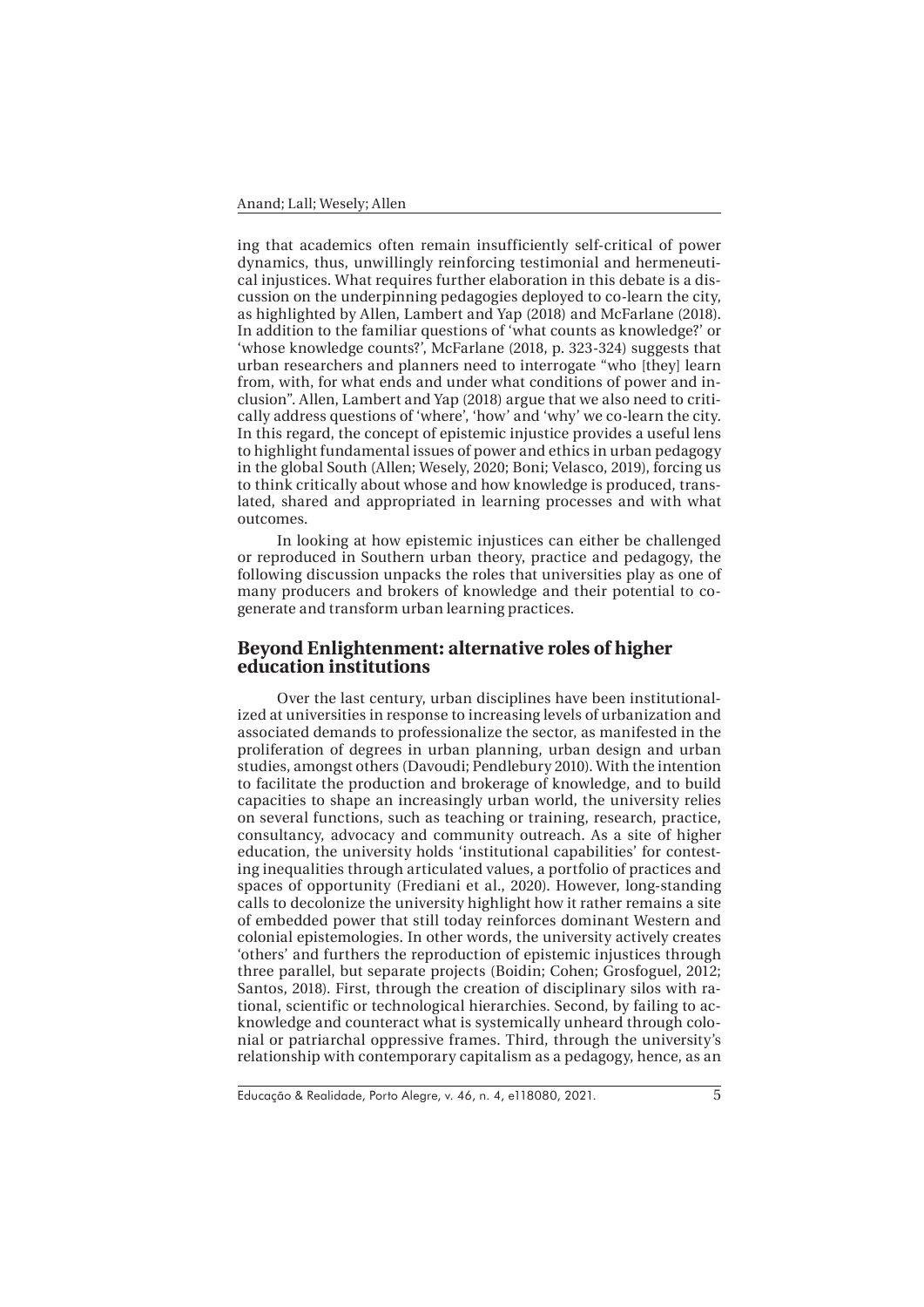ing that academics often remain insufficiently self-critical of power dynamics, thus, unwillingly reinforcing testimonial and hermeneutical injustices. What requires further elaboration in this debate is a discussion on the underpinning pedagogies deployed to co-learn the city, as highlighted by Allen, Lambert and Yap (2018) and McFarlane (2018). In addition to the familiar questions of 'what counts as knowledge?' or 'whose knowledge counts?', McFarlane (2018, p. 323-324) suggests that urban researchers and planners need to interrogate "who [they] learn from, with, for what ends and under what conditions of power and inclusion". Allen, Lambert and Yap (2018) argue that we also need to critically address questions of 'where', 'how' and 'why' we co-learn the city. In this regard, the concept of epistemic injustice provides a useful lens to highlight fundamental issues of power and ethics in urban pedagogy in the global South (Allen; Wesely, 2020; Boni; Velasco, 2019), forcing us to think critically about whose and how knowledge is produced, translated, shared and appropriated in learning processes and with what outcomes.

In looking at how epistemic injustices can either be challenged or reproduced in Southern urban theory, practice and pedagogy, the following discussion unpacks the roles that universities play as one of many producers and brokers of knowledge and their potential to cogenerate and transform urban learning practices.

## Beyond Enlightenment: alternative roles of higher education institutions

Over the last century, urban disciplines have been institutionalized at universities in response to increasing levels of urbanization and associated demands to professionalize the sector, as manifested in the proliferation of degrees in urban planning, urban design and urban studies, amongst others (Davoudi; Pendlebury 2010). With the intention to facilitate the production and brokerage of knowledge, and to build capacities to shape an increasingly urban world, the university relies on several functions, such as teaching or training, research, practice, consultancy, advocacy and community outreach. As a site of higher education, the university holds 'institutional capabilities' for contesting inequalities through articulated values, a portfolio of practices and spaces of opportunity (Frediani et al., 2020). However, long-standing calls to decolonize the university highlight how it rather remains a site of embedded power that still today reinforces dominant Western and colonial epistemologies. In other words, the university actively creates 'others' and furthers the reproduction of epistemic injustices through three parallel, but separate projects (Boidin; Cohen; Grosfoguel, 2012; Santos, 2018). First, through the creation of disciplinary silos with rational, scientific or technological hierarchies. Second, by failing to acknowledge and counteract what is systemically unheard through colonial or patriarchal oppressive frames. Third, through the university's relationship with contemporary capitalism as a pedagogy, hence, as an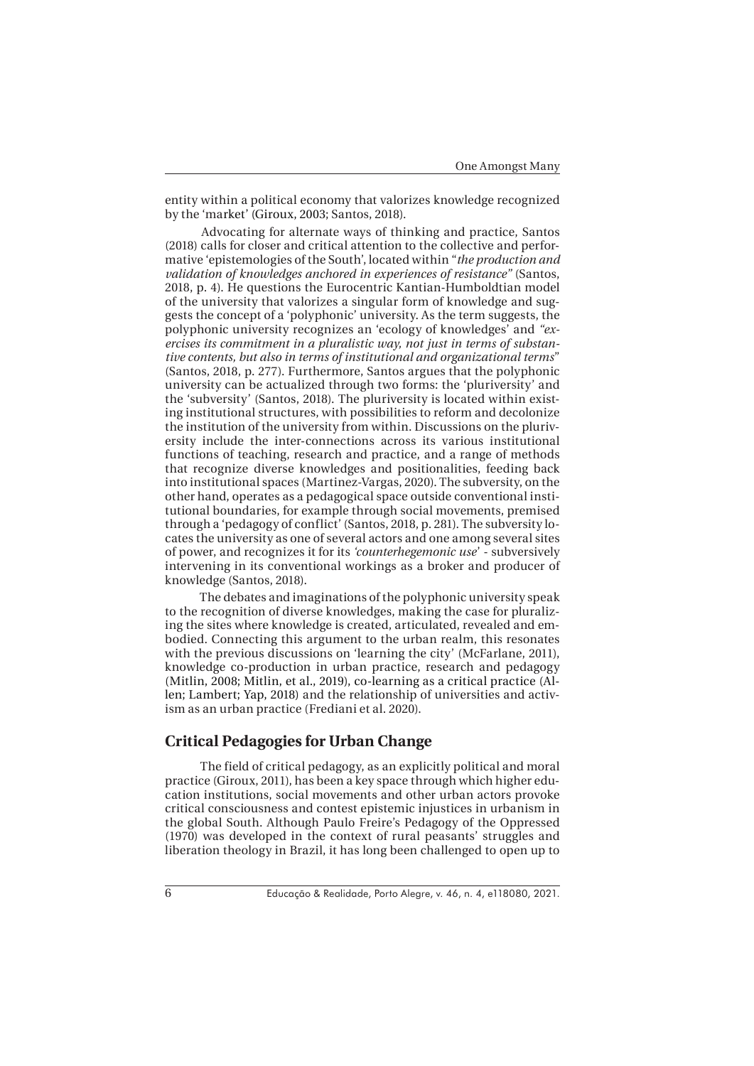entity within a political economy that valorizes knowledge recognized by the 'market' (Giroux, 2003; Santos, 2018).

Advocating for alternate ways of thinking and practice, Santos (2018) calls for closer and critical attention to the collective and performative 'epistemologies of the South', located within "*the production and validation of knowledges anchored in experiences of resistance*" (Santos, 2018, p. 4). He questions the Eurocentric Kantian-Humboldtian model of the university that valorizes a singular form of knowledge and suggests the concept of a 'polyphonic' university. As the term suggests, the polyphonic university recognizes an 'ecology of knowledges' and *"exercises its commitment in a pluralistic way, not just in terms of substantive contents, but also in terms of institutional and organizational terms"* (Santos, 2018, p. 277). Furthermore, Santos argues that the polyphonic university can be actualized through two forms: the 'pluriversity' and the 'subversity' (Santos, 2018). The pluriversity is located within existing institutional structures, with possibilities to reform and decolonize the institution of the university from within. Discussions on the pluriversity include the inter-connections across its various institutional functions of teaching, research and practice, and a range of methods that recognize diverse knowledges and positionalities, feeding back into institutional spaces (Martinez-Vargas, 2020). The subversity, on the other hand, operates as a pedagogical space outside conventional institutional boundaries, for example through social movements, premised through a 'pedagogy of conflict' (Santos, 2018, p. 281). The subversity locates the university as one of several actors and one among several sites of power, and recognizes it for its *'counterhegemonic use'* - subversively intervening in its conventional workings as a broker and producer of knowledge (Santos, 2018).

The debates and imaginations of the polyphonic university speak to the recognition of diverse knowledges, making the case for pluralizing the sites where knowledge is created, articulated, revealed and embodied. Connecting this argument to the urban realm, this resonates with the previous discussions on 'learning the city' (McFarlane, 2011), knowledge co-production in urban practice, research and pedagogy (Mitlin, 2008; Mitlin, et al., 2019), co-learning as a critical practice (Allen; Lambert; Yap, 2018) and the relationship of universities and activism as an urban practice (Frediani et al. 2020).

## Critical Pedagogies for Urban Change

The field of critical pedagogy, as an explicitly political and moral practice (Giroux, 2011), has been a key space through which higher education institutions, social movements and other urban actors provoke critical consciousness and contest epistemic injustices in urbanism in the global South. Although Paulo Freire's Pedagogy of the Oppressed (1970) was developed in the context of rural peasants' struggles and liberation theology in Brazil, it has long been challenged to open up to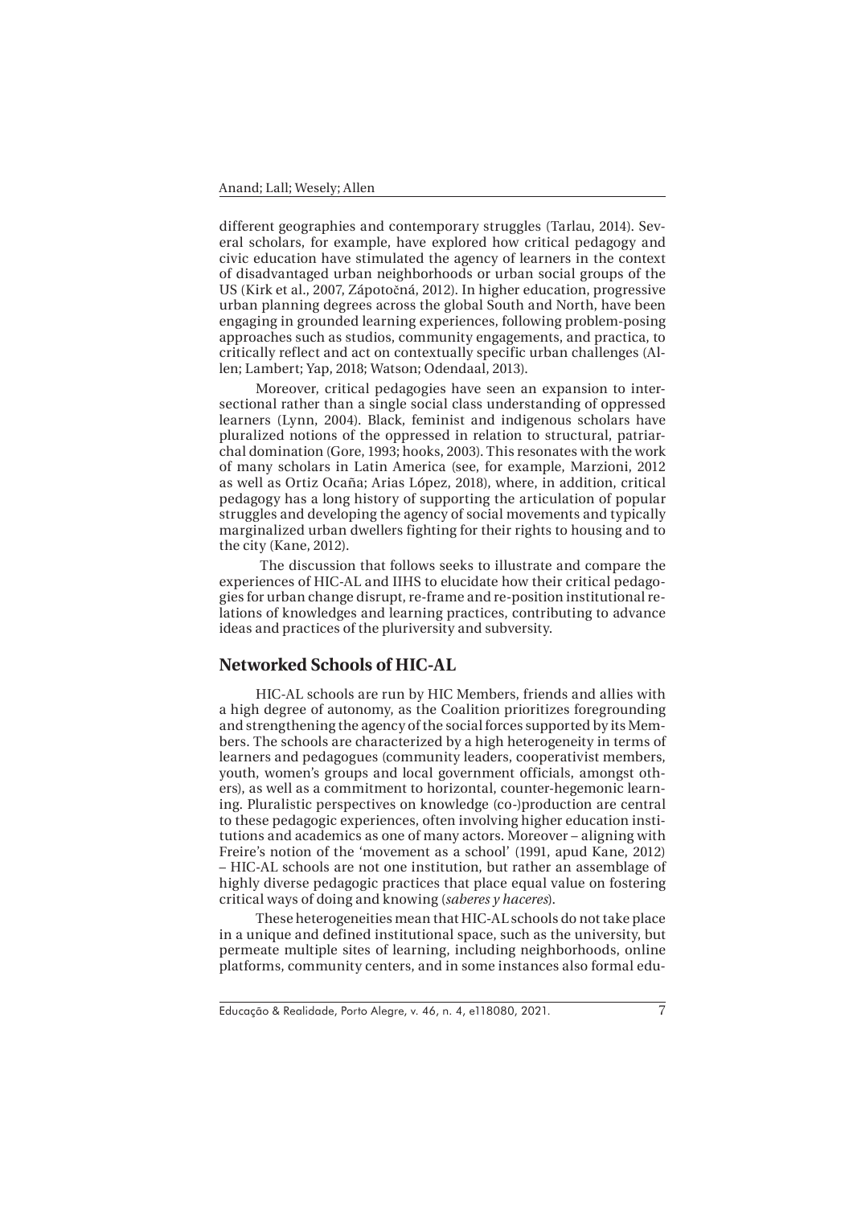different geographies and contemporary struggles (Tarlau, 2014). Several scholars, for example, have explored how critical pedagogy and civic education have stimulated the agency of learners in the context of disadvantaged urban neighborhoods or urban social groups of the US (Kirk et al., 2007, Zápotočná, 2012). In higher education, progressive urban planning degrees across the global South and North, have been engaging in grounded learning experiences, following problem-posing approaches such as studios, community engagements, and practica, to critically reflect and act on contextually specific urban challenges (Allen; Lambert; Yap, 2018; Watson; Odendaal, 2013).

Moreover, critical pedagogies have seen an expansion to intersectional rather than a single social class understanding of oppressed learners (Lynn, 2004). Black, feminist and indigenous scholars have pluralized notions of the oppressed in relation to structural, patriarchal domination (Gore, 1993; hooks, 2003). This resonates with the work of many scholars in Latin America (see, for example, Marzioni, 2012 as well as Ortiz Ocaña; Arias López, 2018), where, in addition, critical pedagogy has a long history of supporting the articulation of popular struggles and developing the agency of social movements and typically marginalized urban dwellers fighting for their rights to housing and to the city (Kane, 2012).

The discussion that follows seeks to illustrate and compare the experiences of HIC-AL and IIHS to elucidate how their critical pedagogies for urban change disrupt, re-frame and re-position institutional relations of knowledges and learning practices, contributing to advance ideas and practices of the pluriversity and subversity.

## Networked Schools of HIC-AL

HIC-AL schools are run by HIC Members, friends and allies with a high degree of autonomy, as the Coalition prioritizes foregrounding and strengthening the agency of the social forces supported by its Members. The schools are characterized by a high heterogeneity in terms of learners and pedagogues (community leaders, cooperativist members, youth, women's groups and local government officials, amongst others), as well as a commitment to horizontal, counter-hegemonic learning. Pluralistic perspectives on knowledge (co-)production are central to these pedagogic experiences, often involving higher education institutions and academics as one of many actors. Moreover – aligning with Freire's notion of the 'movement as a school' (1991, apud Kane, 2012) – HIC-AL schools are not one institution, but rather an assemblage of highly diverse pedagogic practices that place equal value on fostering critical ways of doing and knowing (*saberes y haceres*).

These heterogeneities mean that HIC-AL schools do not take place in a unique and defined institutional space, such as the university, but permeate multiple sites of learning, including neighborhoods, online platforms, community centers, and in some instances also formal edu-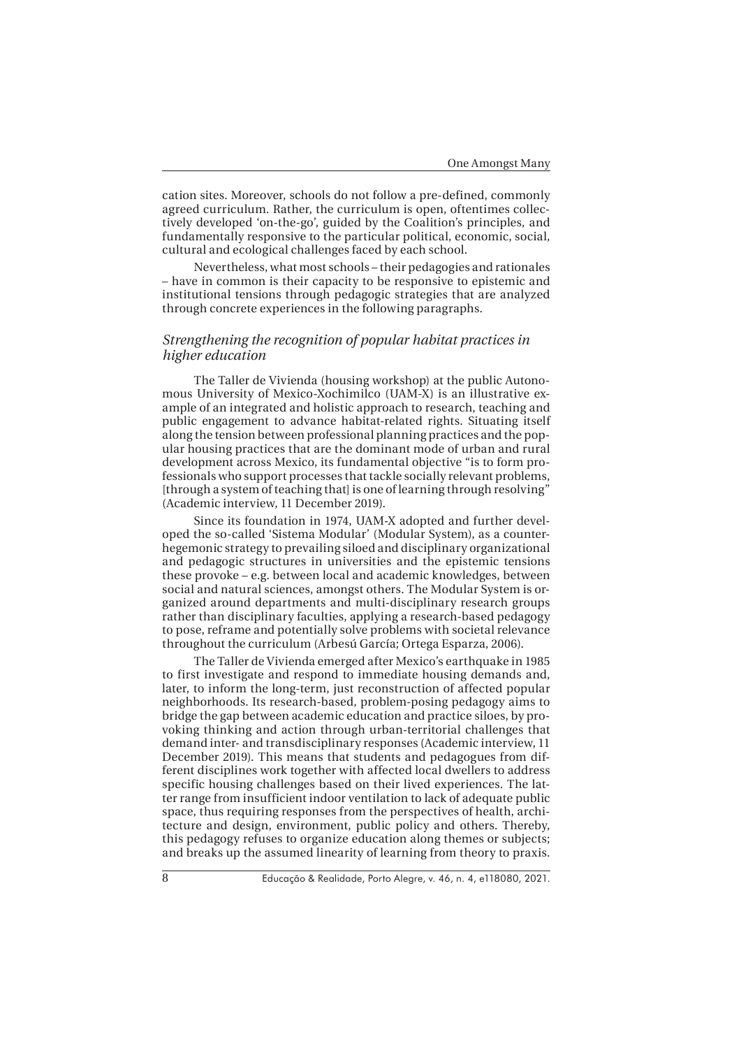cation sites. Moreover, schools do not follow a pre-defined, commonly agreed curriculum. Rather, the curriculum is open, oftentimes collectively developed 'on-the-go', guided by the Coalition's principles, and fundamentally responsive to the particular political, economic, social, cultural and ecological challenges faced by each school.

Nevertheless, what most schools – their pedagogies and rationales – have in common is their capacity to be responsive to epistemic and institutional tensions through pedagogic strategies that are analyzed through concrete experiences in the following paragraphs.

### *Strengthening the recognition of popular habitat practices in higher education*

The Taller de Vivienda (housing workshop) at the public Autonomous University of Mexico-Xochimilco (UAM-X) is an illustrative example of an integrated and holistic approach to research, teaching and public engagement to advance habitat-related rights. Situating itself along the tension between professional planning practices and the popular housing practices that are the dominant mode of urban and rural development across Mexico, its fundamental objective "is to form professionals who support processes that tackle socially relevant problems, [through a system of teaching that] is one of learning through resolving" (Academic interview, 11 December 2019).

Since its foundation in 1974, UAM-X adopted and further developed the so-called 'Sistema Modular' (Modular System), as a counter-hegemonic strategy to prevailing siloed and disciplinary organizational and pedagogic structures in universities and the epistemic tensions these provoke – e.g. between local and academic knowledges, between social and natural sciences, amongst others. The Modular System is organized around departments and multi-disciplinary research groups rather than disciplinary faculties, applying a research-based pedagogy to pose, reframe and potentially solve problems with societal relevance throughout the curriculum (Arbesú García; Ortega Esparza, 2006).

The Taller de Vivienda emerged after Mexico's earthquake in 1985 to first investigate and respond to immediate housing demands and, later, to inform the long-term, just reconstruction of affected popular neighborhoods. Its research-based, problem-posing pedagogy aims to bridge the gap between academic education and practice siloes, by provoking thinking and action through urban-territorial challenges that demand inter- and transdisciplinary responses (Academic interview, 11 December 2019). This means that students and pedagogues from different disciplines work together with affected local dwellers to address specific housing challenges based on their lived experiences. The latter range from insufficient indoor ventilation to lack of adequate public space, thus requiring responses from the perspectives of health, architecture and design, environment, public policy and others. Thereby, this pedagogy refuses to organize education along themes or subjects; and breaks up the assumed linearity of learning from theory to praxis.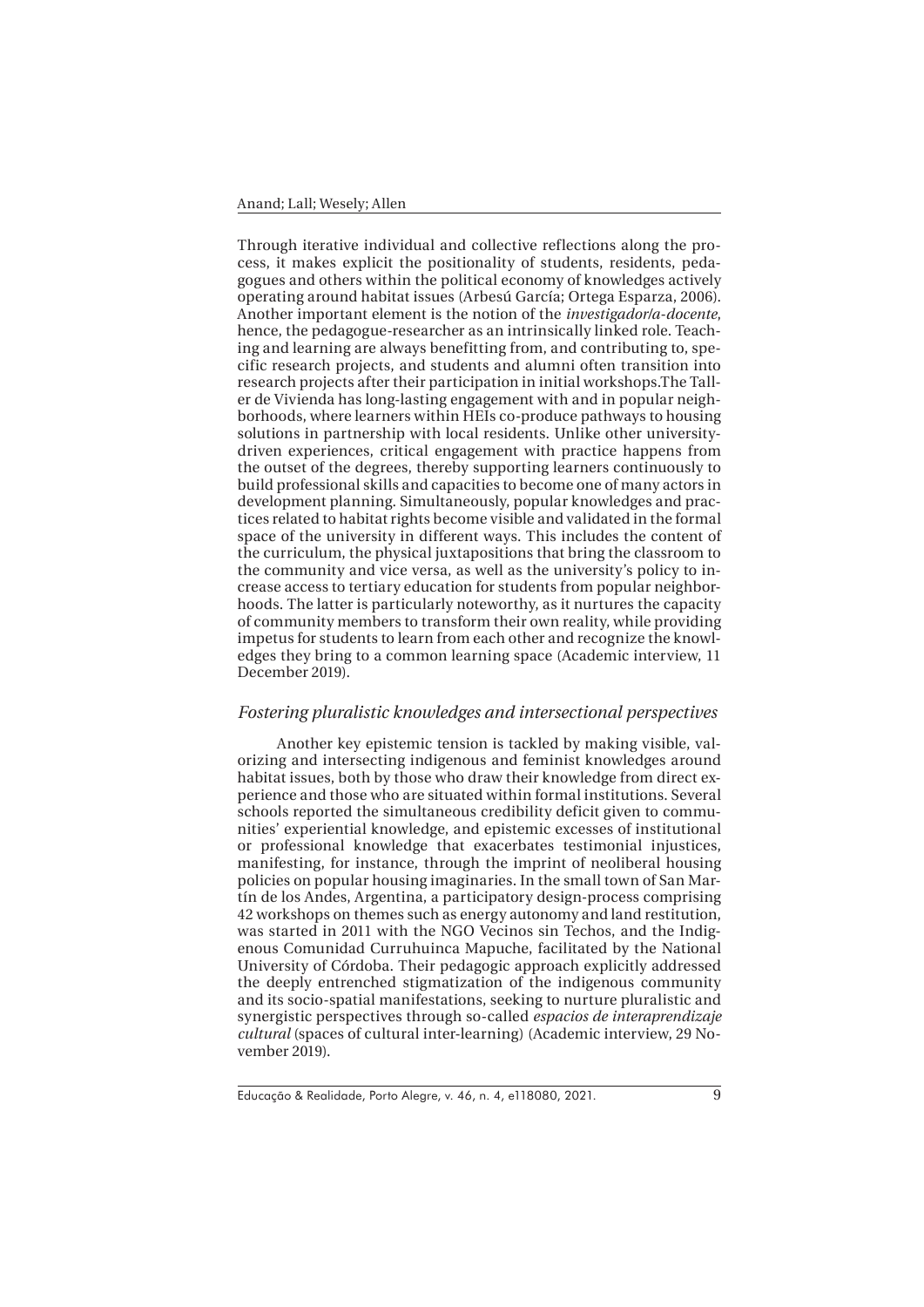Through iterative individual and collective reflections along the process, it makes explicit the positionality of students, residents, pedagogues and others within the political economy of knowledges actively operating around habitat issues (Arbesú García; Ortega Esparza, 2006). Another important element is the notion of the *investigador/a-docente*, hence, the pedagogue-researcher as an intrinsically linked role. Teaching and learning are always benefitting from, and contributing to, specific research projects, and students and alumni often transition into research projects after their participation in initial workshops.The Taller de Vivienda has long-lasting engagement with and in popular neighborhoods, where learners within HEIs co-produce pathways to housing solutions in partnership with local residents. Unlike other university-driven experiences, critical engagement with practice happens from the outset of the degrees, thereby supporting learners continuously to build professional skills and capacities to become one of many actors in development planning. Simultaneously, popular knowledges and practices related to habitat rights become visible and validated in the formal space of the university in different ways. This includes the content of the curriculum, the physical juxtapositions that bring the classroom to the community and vice versa, as well as the university's policy to increase access to tertiary education for students from popular neighborhoods. The latter is particularly noteworthy, as it nurtures the capacity of community members to transform their own reality, while providing impetus for students to learn from each other and recognize the knowledges they bring to a common learning space (Academic interview, 11 December 2019).

### *Fostering pluralistic knowledges and intersectional perspectives*

Another key epistemic tension is tackled by making visible, valorizing and intersecting indigenous and feminist knowledges around habitat issues, both by those who draw their knowledge from direct experience and those who are situated within formal institutions. Several schools reported the simultaneous credibility deficit given to communities' experiential knowledge, and epistemic excesses of institutional or professional knowledge that exacerbates testimonial injustices, manifesting, for instance, through the imprint of neoliberal housing policies on popular housing imaginaries. In the small town of San Martín de los Andes, Argentina, a participatory design-process comprising 42 workshops on themes such as energy autonomy and land restitution, was started in 2011 with the NGO Vecinos sin Techos, and the Indigenous Comunidad Curruhuinca Mapuche, facilitated by the National University of Córdoba. Their pedagogic approach explicitly addressed the deeply entrenched stigmatization of the indigenous community and its socio-spatial manifestations, seeking to nurture pluralistic and synergistic perspectives through so-called *espacios de interaprendizaje cultural* (spaces of cultural inter-learning) (Academic interview, 29 November 2019).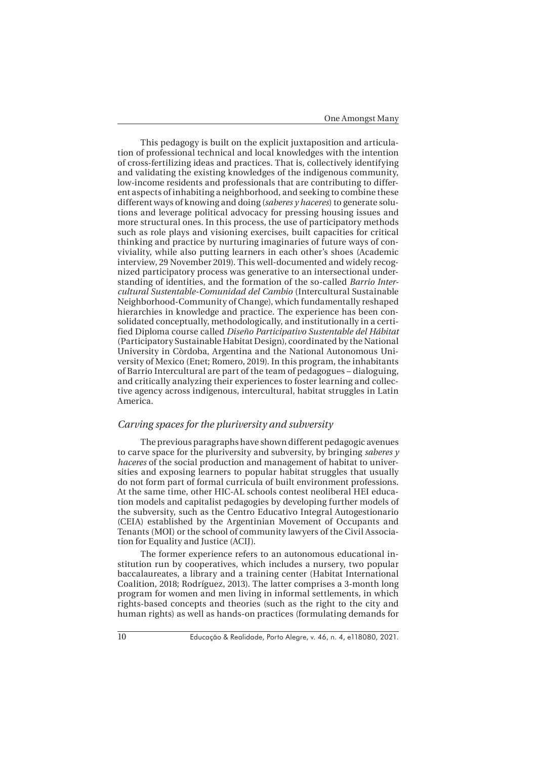This pedagogy is built on the explicit juxtaposition and articulation of professional technical and local knowledges with the intention of cross-fertilizing ideas and practices. That is, collectively identifying and validating the existing knowledges of the indigenous community, low-income residents and professionals that are contributing to different aspects of inhabiting a neighborhood, and seeking to combine these different ways of knowing and doing (*saberes y haceres*) to generate solutions and leverage political advocacy for pressing housing issues and more structural ones. In this process, the use of participatory methods such as role plays and visioning exercises, built capacities for critical thinking and practice by nurturing imaginaries of future ways of conviviality, while also putting learners in each other's shoes (Academic interview, 29 November 2019). This well-documented and widely recognized participatory process was generative to an intersectional understanding of identities, and the formation of the so-called *Barrio Intercultural Sustentable-Comunidad del Cambio* (Intercultural Sustainable Neighborhood-Community of Change), which fundamentally reshaped hierarchies in knowledge and practice. The experience has been consolidated conceptually, methodologically, and institutionally in a certified Diploma course called *Diseño Participativo Sustentable del Hábitat* (Participatory Sustainable Habitat Design), coordinated by the National University in Còrdoba, Argentina and the National Autonomous University of Mexico (Enet; Romero, 2019). In this program, the inhabitants of Barrio Intercultural are part of the team of pedagogues – dialoguing, and critically analyzing their experiences to foster learning and collective agency across indigenous, intercultural, habitat struggles in Latin America.

### *Carving spaces for the pluriversity and subversity*

The previous paragraphs have shown different pedagogic avenues to carve space for the pluriversity and subversity, by bringing *saberes y haceres* of the social production and management of habitat to universities and exposing learners to popular habitat struggles that usually do not form part of formal curricula of built environment professions. At the same time, other HIC-AL schools contest neoliberal HEI education models and capitalist pedagogies by developing further models of the subversity, such as the Centro Educativo Integral Autogestionario (CEIA) established by the Argentinian Movement of Occupants and Tenants (MOI) or the school of community lawyers of the Civil Association for Equality and Justice (ACIJ).

The former experience refers to an autonomous educational institution run by cooperatives, which includes a nursery, two popular baccalaureates, a library and a training center (Habitat International Coalition, 2018; Rodríguez, 2013). The latter comprises a 3-month long program for women and men living in informal settlements, in which rights-based concepts and theories (such as the right to the city and human rights) as well as hands-on practices (formulating demands for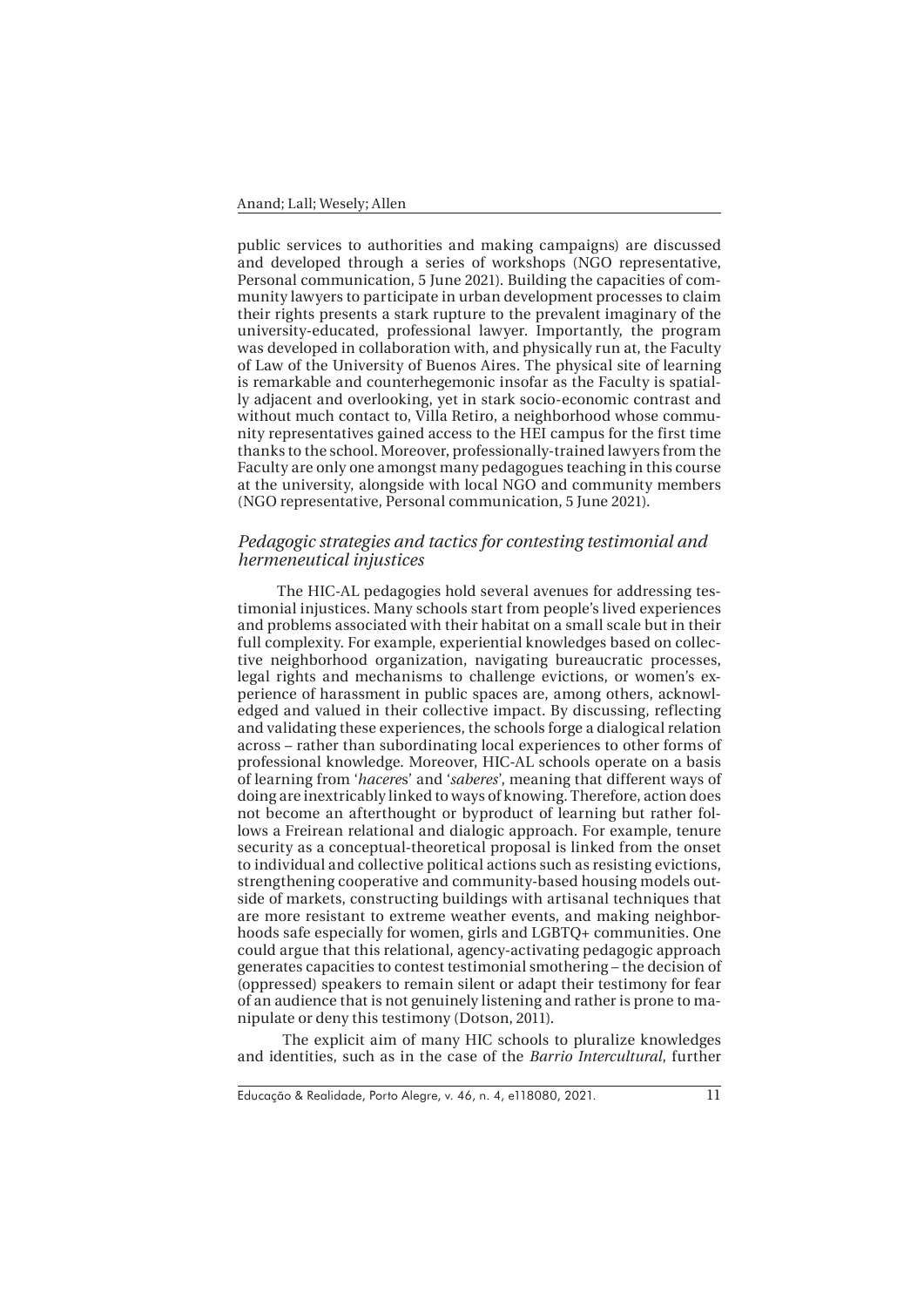public services to authorities and making campaigns) are discussed and developed through a series of workshops (NGO representative, Personal communication, 5 June 2021). Building the capacities of community lawyers to participate in urban development processes to claim their rights presents a stark rupture to the prevalent imaginary of the university-educated, professional lawyer. Importantly, the program was developed in collaboration with, and physically run at, the Faculty of Law of the University of Buenos Aires. The physical site of learning is remarkable and counterhegemonic insofar as the Faculty is spatially adjacent and overlooking, yet in stark socio-economic contrast and without much contact to, Villa Retiro, a neighborhood whose community representatives gained access to the HEI campus for the first time thanks to the school. Moreover, professionally-trained lawyers from the Faculty are only one amongst many pedagogues teaching in this course at the university, alongside with local NGO and community members (NGO representative, Personal communication, 5 June 2021).

### *Pedagogic strategies and tactics for contesting testimonial and hermeneutical injustices*

The HIC-AL pedagogies hold several avenues for addressing testimonial injustices. Many schools start from people's lived experiences and problems associated with their habitat on a small scale but in their full complexity. For example, experiential knowledges based on collective neighborhood organization, navigating bureaucratic processes, legal rights and mechanisms to challenge evictions, or women's experience of harassment in public spaces are, among others, acknowledged and valued in their collective impact. By discussing, reflecting and validating these experiences, the schools forge a dialogical relation across – rather than subordinating local experiences to other forms of professional knowledge. Moreover, HIC-AL schools operate on a basis of learning from '*haceres*' and '*saberes*', meaning that different ways of doing are inextricably linked to ways of knowing. Therefore, action does not become an afterthought or byproduct of learning but rather follows a Freirean relational and dialogic approach. For example, tenure security as a conceptual-theoretical proposal is linked from the onset to individual and collective political actions such as resisting evictions, strengthening cooperative and community-based housing models outside of markets, constructing buildings with artisanal techniques that are more resistant to extreme weather events, and making neighborhoods safe especially for women, girls and LGBTQ+ communities. One could argue that this relational, agency-activating pedagogic approach generates capacities to contest testimonial smothering – the decision of (oppressed) speakers to remain silent or adapt their testimony for fear of an audience that is not genuinely listening and rather is prone to manipulate or deny this testimony (Dotson, 2011).

The explicit aim of many HIC schools to pluralize knowledges and identities, such as in the case of the *Barrio Intercultural*, further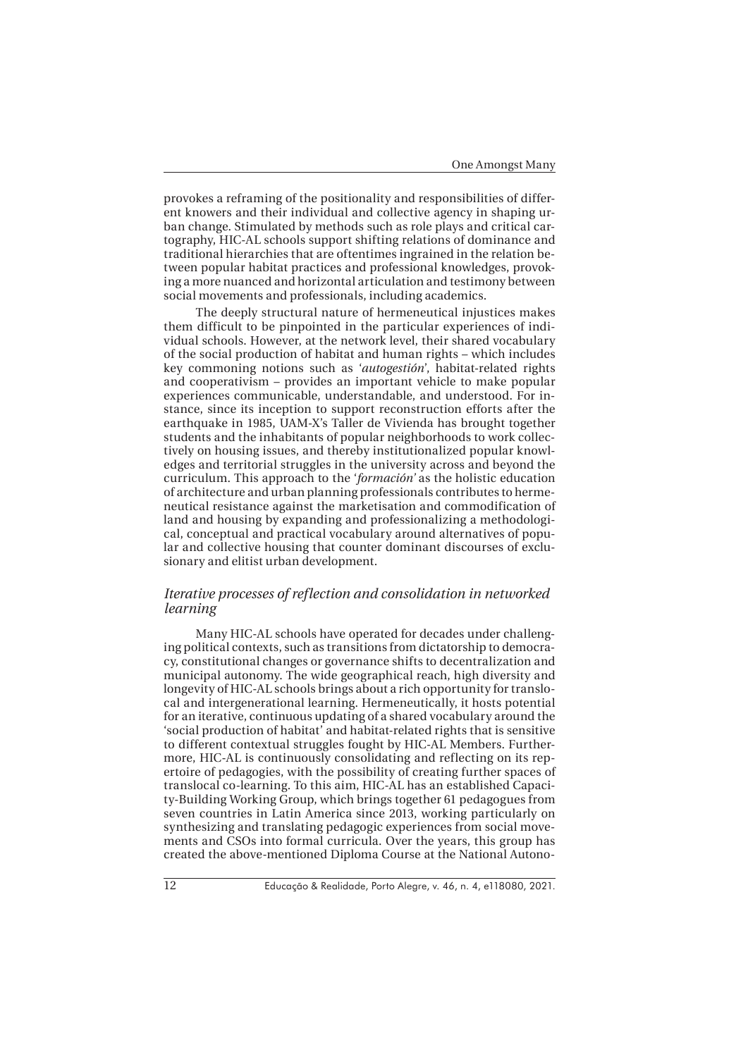provokes a reframing of the positionality and responsibilities of different knowers and their individual and collective agency in shaping urban change. Stimulated by methods such as role plays and critical cartography, HIC-AL schools support shifting relations of dominance and traditional hierarchies that are oftentimes ingrained in the relation between popular habitat practices and professional knowledges, provoking a more nuanced and horizontal articulation and testimony between social movements and professionals, including academics.

The deeply structural nature of hermeneutical injustices makes them difficult to be pinpointed in the particular experiences of individual schools. However, at the network level, their shared vocabulary of the social production of habitat and human rights – which includes key commoning notions such as '*autogestión*', habitat-related rights and cooperativism – provides an important vehicle to make popular experiences communicable, understandable, and understood. For instance, since its inception to support reconstruction efforts after the earthquake in 1985, UAM-X's Taller de Vivienda has brought together students and the inhabitants of popular neighborhoods to work collectively on housing issues, and thereby institutionalized popular knowledges and territorial struggles in the university across and beyond the curriculum. This approach to the '*formación*' as the holistic education of architecture and urban planning professionals contributes to hermeneutical resistance against the marketisation and commodification of land and housing by expanding and professionalizing a methodological, conceptual and practical vocabulary around alternatives of popular and collective housing that counter dominant discourses of exclusionary and elitist urban development.

### *Iterative processes of reflection and consolidation in networked learning*

Many HIC-AL schools have operated for decades under challenging political contexts, such as transitions from dictatorship to democracy, constitutional changes or governance shifts to decentralization and municipal autonomy. The wide geographical reach, high diversity and longevity of HIC-AL schools brings about a rich opportunity for translocal and intergenerational learning. Hermeneutically, it hosts potential for an iterative, continuous updating of a shared vocabulary around the 'social production of habitat' and habitat-related rights that is sensitive to different contextual struggles fought by HIC-AL Members. Furthermore, HIC-AL is continuously consolidating and reflecting on its repertoire of pedagogies, with the possibility of creating further spaces of translocal co-learning. To this aim, HIC-AL has an established Capacity-Building Working Group, which brings together 61 pedagogues from seven countries in Latin America since 2013, working particularly on synthesizing and translating pedagogic experiences from social movements and CSOs into formal curricula. Over the years, this group has created the above-mentioned Diploma Course at the National Autono-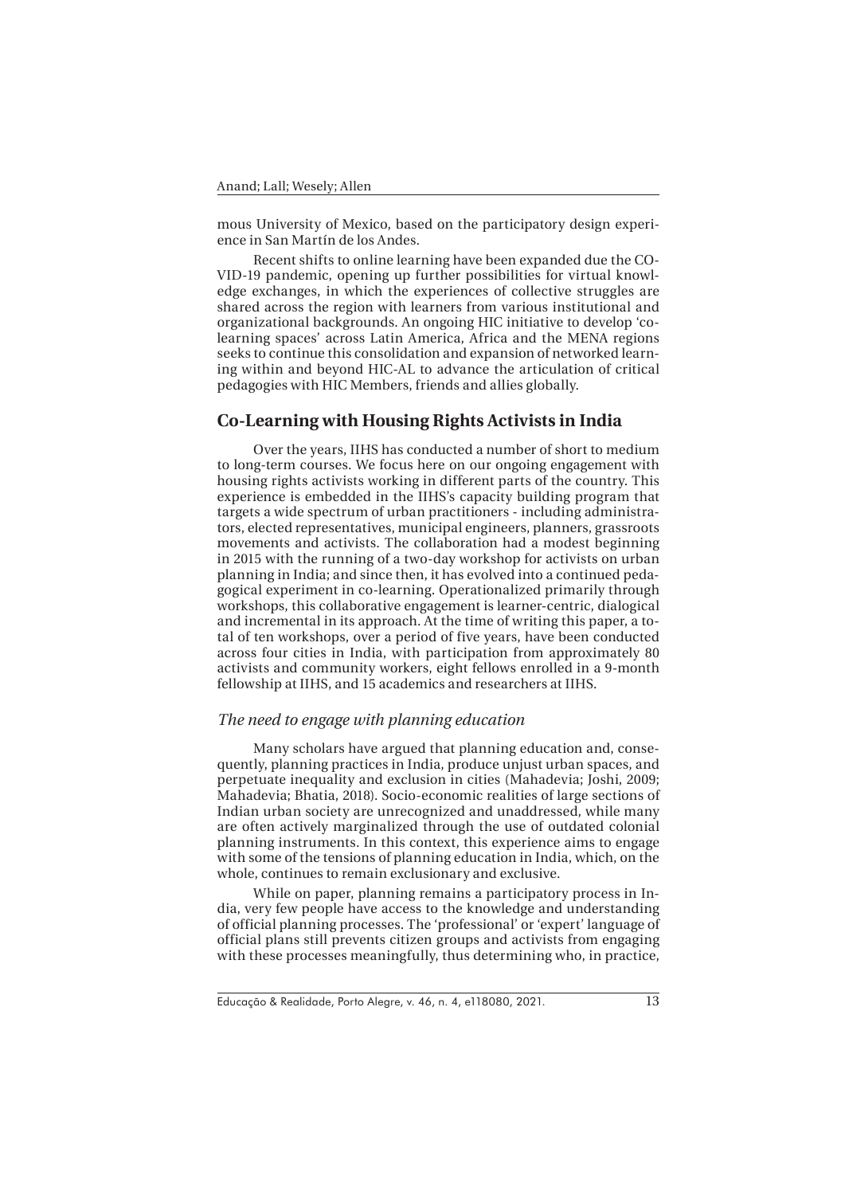mous University of Mexico, based on the participatory design experience in San Martín de los Andes.

Recent shifts to online learning have been expanded due the COVID-19 pandemic, opening up further possibilities for virtual knowledge exchanges, in which the experiences of collective struggles are shared across the region with learners from various institutional and organizational backgrounds. An ongoing HIC initiative to develop 'co-learning spaces' across Latin America, Africa and the MENA regions seeks to continue this consolidation and expansion of networked learning within and beyond HIC-AL to advance the articulation of critical pedagogies with HIC Members, friends and allies globally.

## Co-Learning with Housing Rights Activists in India

Over the years, IIHS has conducted a number of short to medium to long-term courses. We focus here on our ongoing engagement with housing rights activists working in different parts of the country. This experience is embedded in the IIHS's capacity building program that targets a wide spectrum of urban practitioners - including administrators, elected representatives, municipal engineers, planners, grassroots movements and activists. The collaboration had a modest beginning in 2015 with the running of a two-day workshop for activists on urban planning in India; and since then, it has evolved into a continued pedagogical experiment in co-learning. Operationalized primarily through workshops, this collaborative engagement is learner-centric, dialogical and incremental in its approach. At the time of writing this paper, a total of ten workshops, over a period of five years, have been conducted across four cities in India, with participation from approximately 80 activists and community workers, eight fellows enrolled in a 9-month fellowship at IIHS, and 15 academics and researchers at IIHS.

### *The need to engage with planning education*

Many scholars have argued that planning education and, consequently, planning practices in India, produce unjust urban spaces, and perpetuate inequality and exclusion in cities (Mahadevia; Joshi, 2009; Mahadevia; Bhatia, 2018). Socio-economic realities of large sections of Indian urban society are unrecognized and unaddressed, while many are often actively marginalized through the use of outdated colonial planning instruments. In this context, this experience aims to engage with some of the tensions of planning education in India, which, on the whole, continues to remain exclusionary and exclusive.

While on paper, planning remains a participatory process in India, very few people have access to the knowledge and understanding of official planning processes. The 'professional' or 'expert' language of official plans still prevents citizen groups and activists from engaging with these processes meaningfully, thus determining who, in practice,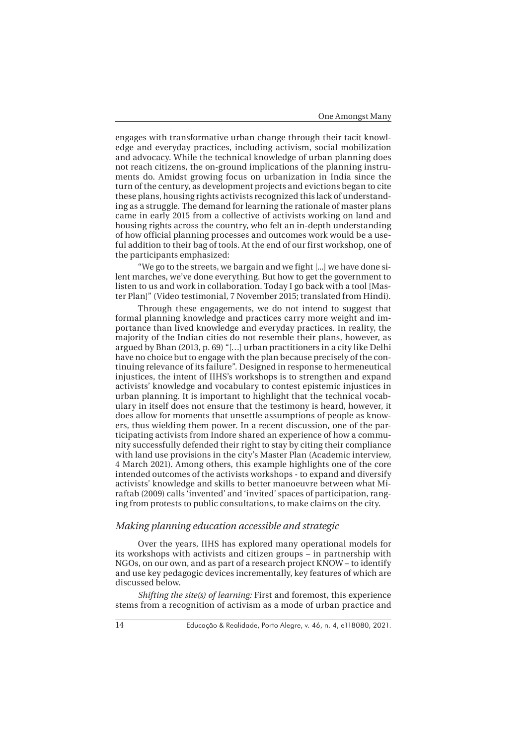engages with transformative urban change through their tacit knowledge and everyday practices, including activism, social mobilization and advocacy. While the technical knowledge of urban planning does not reach citizens, the on-ground implications of the planning instruments do. Amidst growing focus on urbanization in India since the turn of the century, as development projects and evictions began to cite these plans, housing rights activists recognized this lack of understanding as a struggle. The demand for learning the rationale of master plans came in early 2015 from a collective of activists working on land and housing rights across the country, who felt an in-depth understanding of how official planning processes and outcomes work would be a useful addition to their bag of tools. At the end of our first workshop, one of the participants emphasized:

"We go to the streets, we bargain and we fight [...] we have done silent marches, we've done everything. But how to get the government to listen to us and work in collaboration. Today I go back with a tool [Master Plan]" (Video testimonial, 7 November 2015; translated from Hindi).

Through these engagements, we do not intend to suggest that formal planning knowledge and practices carry more weight and importance than lived knowledge and everyday practices. In reality, the majority of the Indian cities do not resemble their plans, however, as argued by Bhan (2013, p. 69) "[…] urban practitioners in a city like Delhi have no choice but to engage with the plan because precisely of the continuing relevance of its failure". Designed in response to hermeneutical injustices, the intent of IIHS's workshops is to strengthen and expand activists' knowledge and vocabulary to contest epistemic injustices in urban planning. It is important to highlight that the technical vocabulary in itself does not ensure that the testimony is heard, however, it does allow for moments that unsettle assumptions of people as knowers, thus wielding them power. In a recent discussion, one of the participating activists from Indore shared an experience of how a community successfully defended their right to stay by citing their compliance with land use provisions in the city's Master Plan (Academic interview, 4 March 2021). Among others, this example highlights one of the core intended outcomes of the activists workshops - to expand and diversify activists' knowledge and skills to better manoeuvre between what Miraftab (2009) calls 'invented' and 'invited' spaces of participation, ranging from protests to public consultations, to make claims on the city.

### *Making planning education accessible and strategic*

Over the years, IIHS has explored many operational models for its workshops with activists and citizen groups – in partnership with NGOs, on our own, and as part of a research project KNOW – to identify and use key pedagogic devices incrementally, key features of which are discussed below.

*Shifting the site(s) of learning:* First and foremost, this experience stems from a recognition of activism as a mode of urban practice and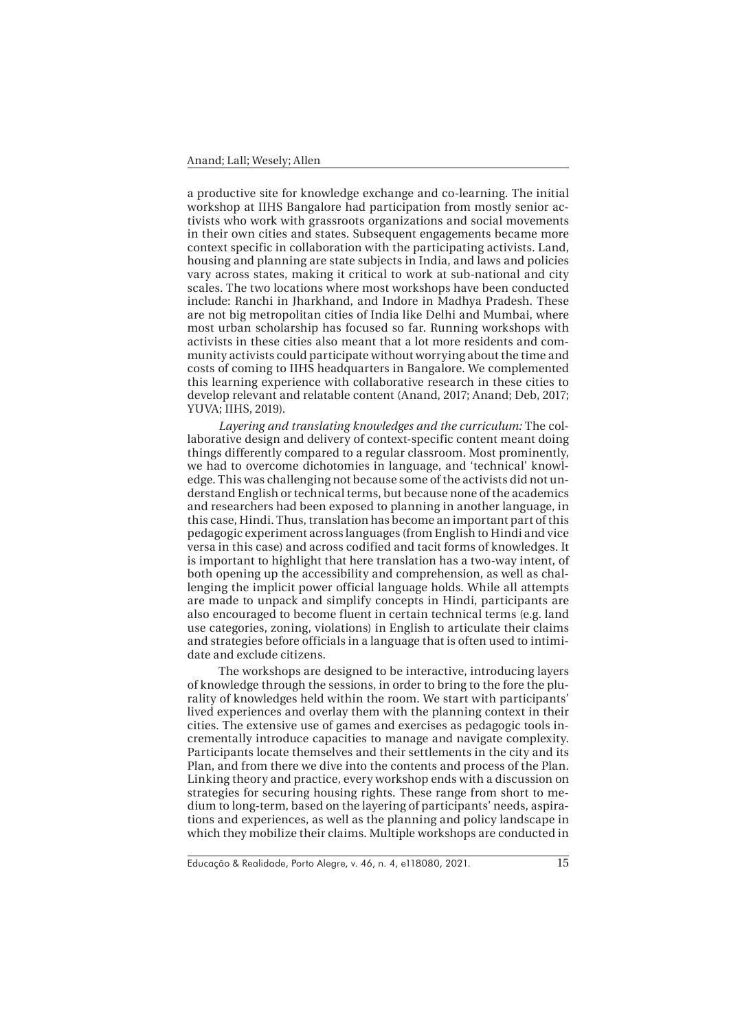a productive site for knowledge exchange and co-learning. The initial workshop at IIHS Bangalore had participation from mostly senior activists who work with grassroots organizations and social movements in their own cities and states. Subsequent engagements became more context specific in collaboration with the participating activists. Land, housing and planning are state subjects in India, and laws and policies vary across states, making it critical to work at sub-national and city scales. The two locations where most workshops have been conducted include: Ranchi in Jharkhand, and Indore in Madhya Pradesh. These are not big metropolitan cities of India like Delhi and Mumbai, where most urban scholarship has focused so far. Running workshops with activists in these cities also meant that a lot more residents and community activists could participate without worrying about the time and costs of coming to IIHS headquarters in Bangalore. We complemented this learning experience with collaborative research in these cities to develop relevant and relatable content (Anand, 2017; Anand; Deb, 2017; YUVA; IIHS, 2019).

*Layering and translating knowledges and the curriculum:* The collaborative design and delivery of context-specific content meant doing things differently compared to a regular classroom. Most prominently, we had to overcome dichotomies in language, and 'technical' knowledge. This was challenging not because some of the activists did not understand English or technical terms, but because none of the academics and researchers had been exposed to planning in another language, in this case, Hindi. Thus, translation has become an important part of this pedagogic experiment across languages (from English to Hindi and vice versa in this case) and across codified and tacit forms of knowledges. It is important to highlight that here translation has a two-way intent, of both opening up the accessibility and comprehension, as well as challenging the implicit power official language holds. While all attempts are made to unpack and simplify concepts in Hindi, participants are also encouraged to become fluent in certain technical terms (e.g. land use categories, zoning, violations) in English to articulate their claims and strategies before officials in a language that is often used to intimidate and exclude citizens.

The workshops are designed to be interactive, introducing layers of knowledge through the sessions, in order to bring to the fore the plurality of knowledges held within the room. We start with participants' lived experiences and overlay them with the planning context in their cities. The extensive use of games and exercises as pedagogic tools incrementally introduce capacities to manage and navigate complexity. Participants locate themselves and their settlements in the city and its Plan, and from there we dive into the contents and process of the Plan. Linking theory and practice, every workshop ends with a discussion on strategies for securing housing rights. These range from short to medium to long-term, based on the layering of participants' needs, aspirations and experiences, as well as the planning and policy landscape in which they mobilize their claims. Multiple workshops are conducted in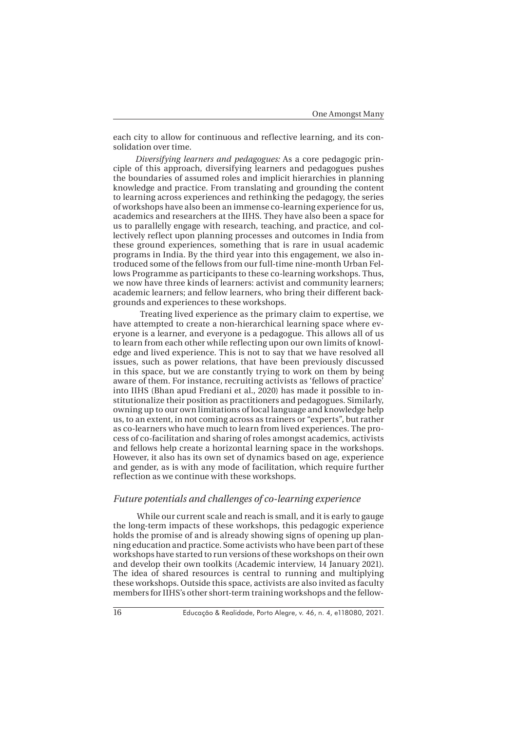each city to allow for continuous and reflective learning, and its consolidation over time.

*Diversifying learners and pedagogues:* As a core pedagogic principle of this approach, diversifying learners and pedagogues pushes the boundaries of assumed roles and implicit hierarchies in planning knowledge and practice. From translating and grounding the content to learning across experiences and rethinking the pedagogy, the series of workshops have also been an immense co-learning experience for us, academics and researchers at the IIHS. They have also been a space for us to parallelly engage with research, teaching, and practice, and collectively reflect upon planning processes and outcomes in India from these ground experiences, something that is rare in usual academic programs in India. By the third year into this engagement, we also introduced some of the fellows from our full-time nine-month Urban Fellows Programme as participants to these co-learning workshops. Thus, we now have three kinds of learners: activist and community learners; academic learners; and fellow learners, who bring their different backgrounds and experiences to these workshops.

Treating lived experience as the primary claim to expertise, we have attempted to create a non-hierarchical learning space where everyone is a learner, and everyone is a pedagogue. This allows all of us to learn from each other while reflecting upon our own limits of knowledge and lived experience. This is not to say that we have resolved all issues, such as power relations, that have been previously discussed in this space, but we are constantly trying to work on them by being aware of them. For instance, recruiting activists as 'fellows of practice' into IIHS (Bhan apud Frediani et al., 2020) has made it possible to institutionalize their position as practitioners and pedagogues. Similarly, owning up to our own limitations of local language and knowledge help us, to an extent, in not coming across as trainers or "experts", but rather as co-learners who have much to learn from lived experiences. The process of co-facilitation and sharing of roles amongst academics, activists and fellows help create a horizontal learning space in the workshops. However, it also has its own set of dynamics based on age, experience and gender, as is with any mode of facilitation, which require further reflection as we continue with these workshops.

## *Future potentials and challenges of co-learning experience*

While our current scale and reach is small, and it is early to gauge the long-term impacts of these workshops, this pedagogic experience holds the promise of and is already showing signs of opening up planning education and practice. Some activists who have been part of these workshops have started to run versions of these workshops on their own and develop their own toolkits (Academic interview, 14 January 2021). The idea of shared resources is central to running and multiplying these workshops. Outside this space, activists are also invited as faculty members for IIHS's other short-term training workshops and the fellow-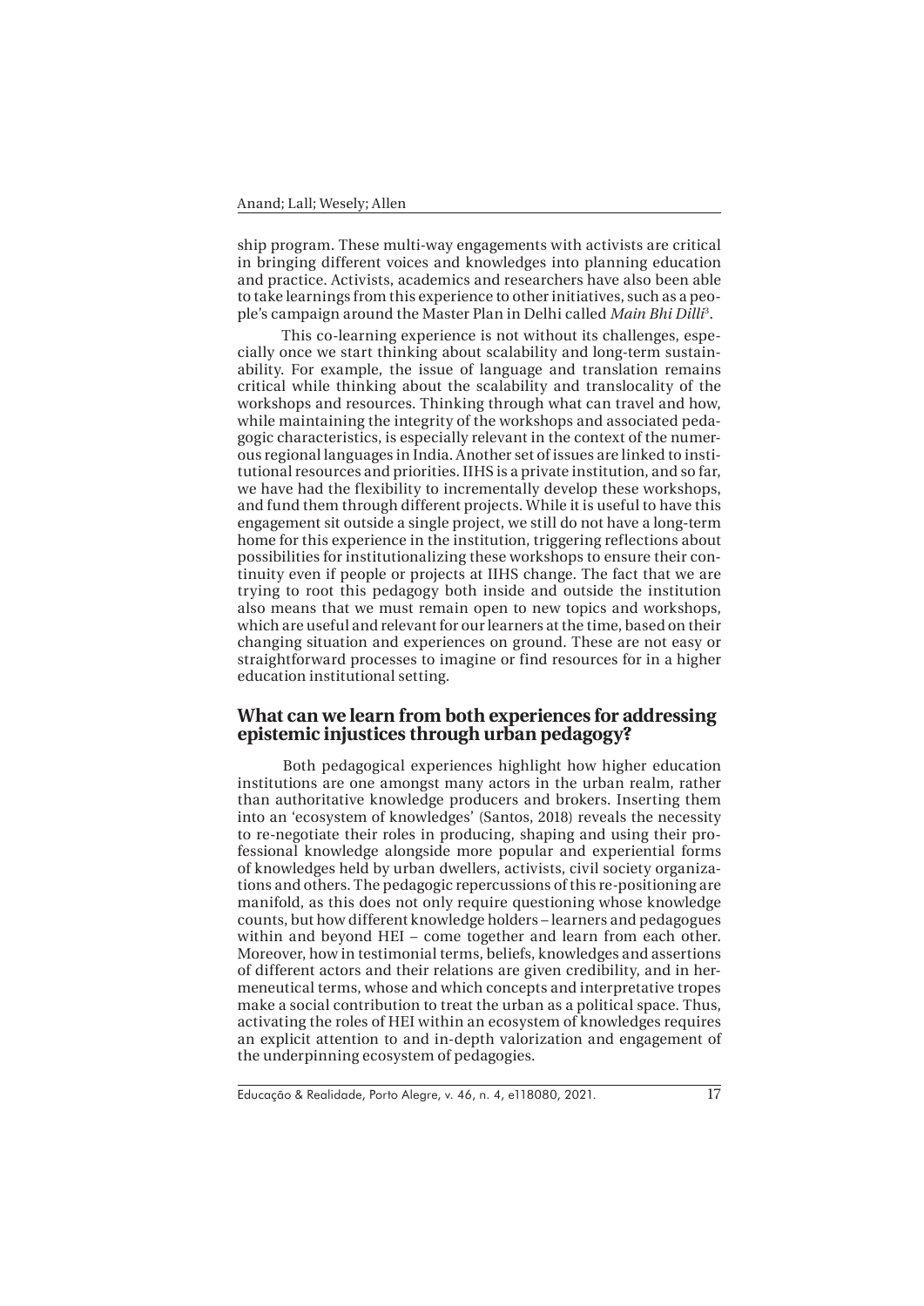ship program. These multi-way engagements with activists are critical in bringing different voices and knowledges into planning education and practice. Activists, academics and researchers have also been able to take learnings from this experience to other initiatives, such as a people's campaign around the Master Plan in Delhi called *Main Bhi Dilli*[3].

This co-learning experience is not without its challenges, especially once we start thinking about scalability and long-term sustainability. For example, the issue of language and translation remains critical while thinking about the scalability and translocality of the workshops and resources. Thinking through what can travel and how, while maintaining the integrity of the workshops and associated pedagogic characteristics, is especially relevant in the context of the numerous regional languages in India. Another set of issues are linked to institutional resources and priorities. IIHS is a private institution, and so far, we have had the flexibility to incrementally develop these workshops, and fund them through different projects. While it is useful to have this engagement sit outside a single project, we still do not have a long-term home for this experience in the institution, triggering reflections about possibilities for institutionalizing these workshops to ensure their continuity even if people or projects at IIHS change. The fact that we are trying to root this pedagogy both inside and outside the institution also means that we must remain open to new topics and workshops, which are useful and relevant for our learners at the time, based on their changing situation and experiences on ground. These are not easy or straightforward processes to imagine or find resources for in a higher education institutional setting.

## What can we learn from both experiences for addressing epistemic injustices through urban pedagogy?

Both pedagogical experiences highlight how higher education institutions are one amongst many actors in the urban realm, rather than authoritative knowledge producers and brokers. Inserting them into an 'ecosystem of knowledges' (Santos, 2018) reveals the necessity to re-negotiate their roles in producing, shaping and using their professional knowledge alongside more popular and experiential forms of knowledges held by urban dwellers, activists, civil society organizations and others. The pedagogic repercussions of this re-positioning are manifold, as this does not only require questioning whose knowledge counts, but how different knowledge holders – learners and pedagogues within and beyond HEI – come together and learn from each other. Moreover, how in testimonial terms, beliefs, knowledges and assertions of different actors and their relations are given credibility, and in hermeneutical terms, whose and which concepts and interpretative tropes make a social contribution to treat the urban as a political space. Thus, activating the roles of HEI within an ecosystem of knowledges requires an explicit attention to and in-depth valorization and engagement of the underpinning ecosystem of pedagogies.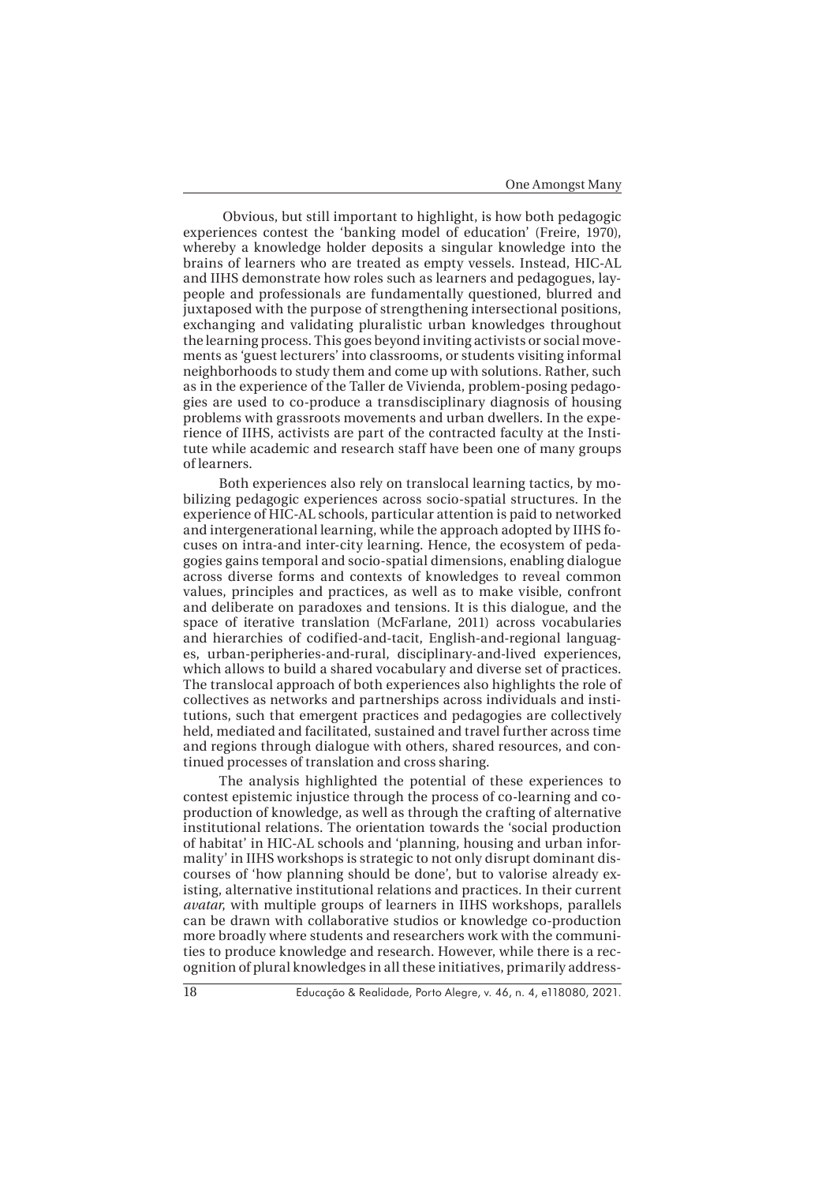Obvious, but still important to highlight, is how both pedagogic experiences contest the 'banking model of education' (Freire, 1970), whereby a knowledge holder deposits a singular knowledge into the brains of learners who are treated as empty vessels. Instead, HIC-AL and IIHS demonstrate how roles such as learners and pedagogues, laypeople and professionals are fundamentally questioned, blurred and juxtaposed with the purpose of strengthening intersectional positions, exchanging and validating pluralistic urban knowledges throughout the learning process. This goes beyond inviting activists or social movements as 'guest lecturers' into classrooms, or students visiting informal neighborhoods to study them and come up with solutions. Rather, such as in the experience of the Taller de Vivienda, problem-posing pedagogies are used to co-produce a transdisciplinary diagnosis of housing problems with grassroots movements and urban dwellers. In the experience of IIHS, activists are part of the contracted faculty at the Institute while academic and research staff have been one of many groups of learners.

Both experiences also rely on translocal learning tactics, by mobilizing pedagogic experiences across socio-spatial structures. In the experience of HIC-AL schools, particular attention is paid to networked and intergenerational learning, while the approach adopted by IIHS focuses on intra-and inter-city learning. Hence, the ecosystem of pedagogies gains temporal and socio-spatial dimensions, enabling dialogue across diverse forms and contexts of knowledges to reveal common values, principles and practices, as well as to make visible, confront and deliberate on paradoxes and tensions. It is this dialogue, and the space of iterative translation (McFarlane, 2011) across vocabularies and hierarchies of codified-and-tacit, English-and-regional languages, urban-peripheries-and-rural, disciplinary-and-lived experiences, which allows to build a shared vocabulary and diverse set of practices. The translocal approach of both experiences also highlights the role of collectives as networks and partnerships across individuals and institutions, such that emergent practices and pedagogies are collectively held, mediated and facilitated, sustained and travel further across time and regions through dialogue with others, shared resources, and continued processes of translation and cross sharing.

The analysis highlighted the potential of these experiences to contest epistemic injustice through the process of co-learning and co-production of knowledge, as well as through the crafting of alternative institutional relations. The orientation towards the 'social production of habitat' in HIC-AL schools and 'planning, housing and urban informality' in IIHS workshops is strategic to not only disrupt dominant discourses of 'how planning should be done', but to valorise already existing, alternative institutional relations and practices. In their current *avatar*, with multiple groups of learners in IIHS workshops, parallels can be drawn with collaborative studios or knowledge co-production more broadly where students and researchers work with the communities to produce knowledge and research. However, while there is a recognition of plural knowledges in all these initiatives, primarily address-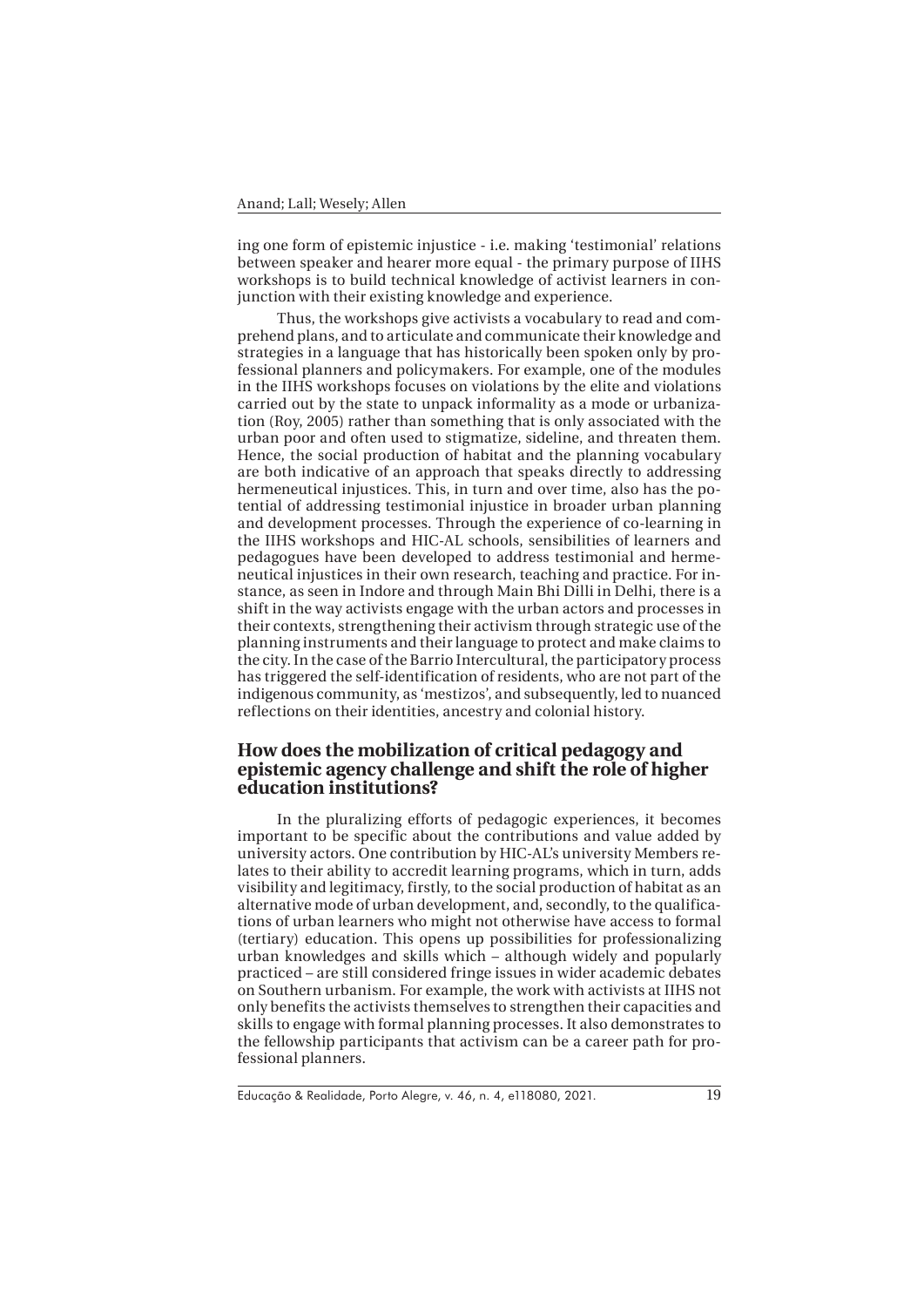ing one form of epistemic injustice - i.e. making 'testimonial' relations between speaker and hearer more equal - the primary purpose of IIHS workshops is to build technical knowledge of activist learners in conjunction with their existing knowledge and experience.

Thus, the workshops give activists a vocabulary to read and comprehend plans, and to articulate and communicate their knowledge and strategies in a language that has historically been spoken only by professional planners and policymakers. For example, one of the modules in the IIHS workshops focuses on violations by the elite and violations carried out by the state to unpack informality as a mode or urbanization (Roy, 2005) rather than something that is only associated with the urban poor and often used to stigmatize, sideline, and threaten them. Hence, the social production of habitat and the planning vocabulary are both indicative of an approach that speaks directly to addressing hermeneutical injustices. This, in turn and over time, also has the potential of addressing testimonial injustice in broader urban planning and development processes. Through the experience of co-learning in the IIHS workshops and HIC-AL schools, sensibilities of learners and pedagogues have been developed to address testimonial and hermeneutical injustices in their own research, teaching and practice. For instance, as seen in Indore and through Main Bhi Dilli in Delhi, there is a shift in the way activists engage with the urban actors and processes in their contexts, strengthening their activism through strategic use of the planning instruments and their language to protect and make claims to the city. In the case of the Barrio Intercultural, the participatory process has triggered the self-identification of residents, who are not part of the indigenous community, as 'mestizos', and subsequently, led to nuanced reflections on their identities, ancestry and colonial history.

## How does the mobilization of critical pedagogy and epistemic agency challenge and shift the role of higher education institutions?

In the pluralizing efforts of pedagogic experiences, it becomes important to be specific about the contributions and value added by university actors. One contribution by HIC-AL's university Members relates to their ability to accredit learning programs, which in turn, adds visibility and legitimacy, firstly, to the social production of habitat as an alternative mode of urban development, and, secondly, to the qualifications of urban learners who might not otherwise have access to formal (tertiary) education. This opens up possibilities for professionalizing urban knowledges and skills which – although widely and popularly practiced – are still considered fringe issues in wider academic debates on Southern urbanism. For example, the work with activists at IIHS not only benefits the activists themselves to strengthen their capacities and skills to engage with formal planning processes. It also demonstrates to the fellowship participants that activism can be a career path for professional planners.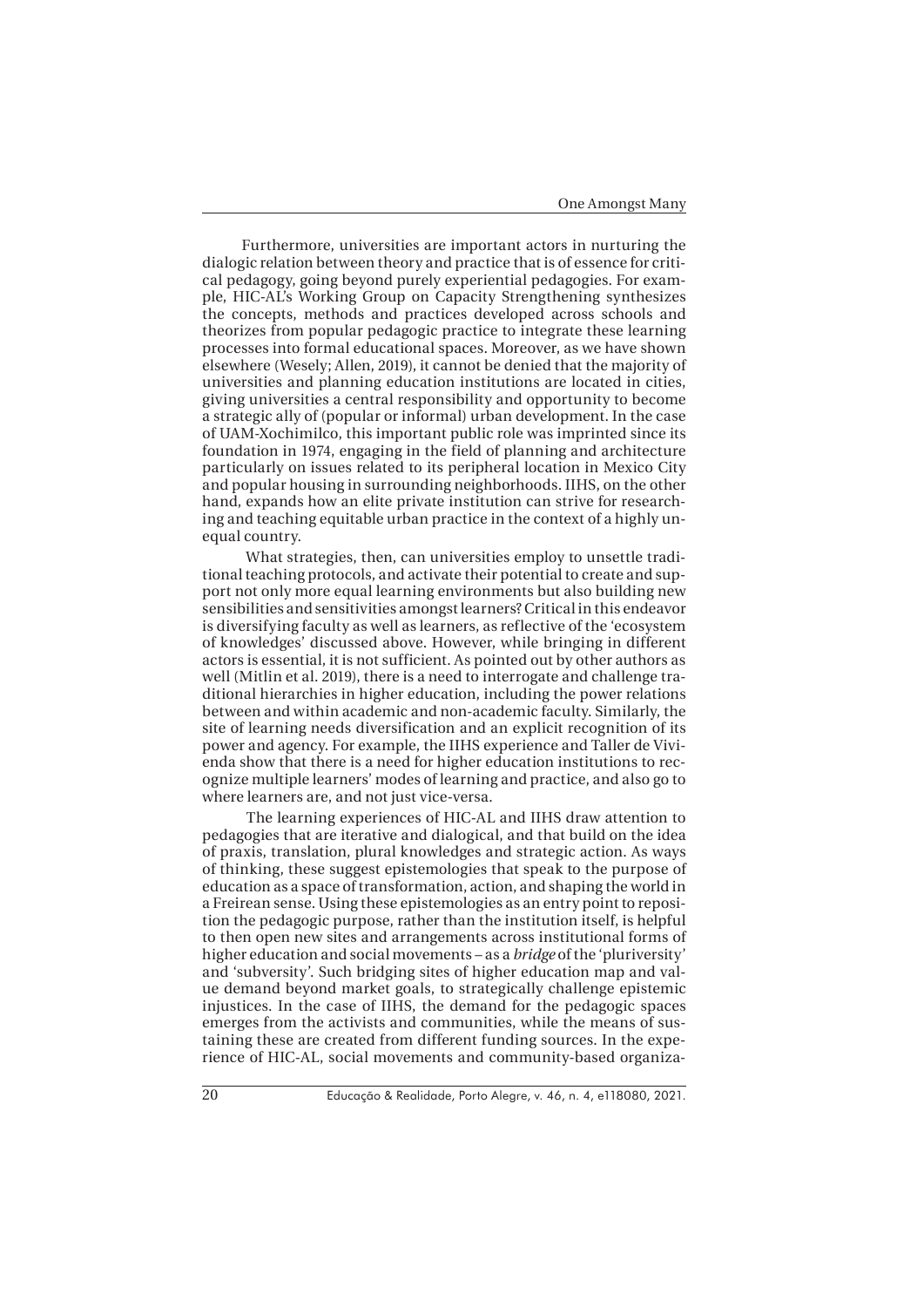Furthermore, universities are important actors in nurturing the dialogic relation between theory and practice that is of essence for critical pedagogy, going beyond purely experiential pedagogies. For example, HIC-AL's Working Group on Capacity Strengthening synthesizes the concepts, methods and practices developed across schools and theorizes from popular pedagogic practice to integrate these learning processes into formal educational spaces. Moreover, as we have shown elsewhere (Wesely; Allen, 2019), it cannot be denied that the majority of universities and planning education institutions are located in cities, giving universities a central responsibility and opportunity to become a strategic ally of (popular or informal) urban development. In the case of UAM-Xochimilco, this important public role was imprinted since its foundation in 1974, engaging in the field of planning and architecture particularly on issues related to its peripheral location in Mexico City and popular housing in surrounding neighborhoods. IIHS, on the other hand, expands how an elite private institution can strive for researching and teaching equitable urban practice in the context of a highly unequal country.

What strategies, then, can universities employ to unsettle traditional teaching protocols, and activate their potential to create and support not only more equal learning environments but also building new sensibilities and sensitivities amongst learners? Critical in this endeavor is diversifying faculty as well as learners, as reflective of the 'ecosystem of knowledges' discussed above. However, while bringing in different actors is essential, it is not sufficient. As pointed out by other authors as well (Mitlin et al. 2019), there is a need to interrogate and challenge traditional hierarchies in higher education, including the power relations between and within academic and non-academic faculty. Similarly, the site of learning needs diversification and an explicit recognition of its power and agency. For example, the IIHS experience and Taller de Vivienda show that there is a need for higher education institutions to recognize multiple learners' modes of learning and practice, and also go to where learners are, and not just vice-versa.

The learning experiences of HIC-AL and IIHS draw attention to pedagogies that are iterative and dialogical, and that build on the idea of praxis, translation, plural knowledges and strategic action. As ways of thinking, these suggest epistemologies that speak to the purpose of education as a space of transformation, action, and shaping the world in a Freirean sense. Using these epistemologies as an entry point to reposition the pedagogic purpose, rather than the institution itself, is helpful to then open new sites and arrangements across institutional forms of higher education and social movements – as a *bridge* of the 'pluriversity' and 'subversity'. Such bridging sites of higher education map and value demand beyond market goals, to strategically challenge epistemic injustices. In the case of IIHS, the demand for the pedagogic spaces emerges from the activists and communities, while the means of sustaining these are created from different funding sources. In the experience of HIC-AL, social movements and community-based organiza-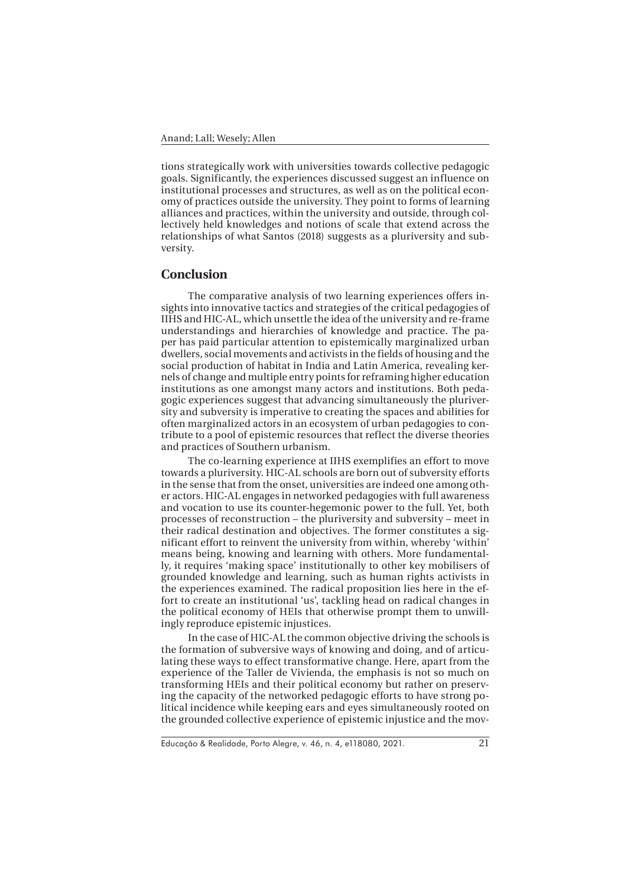tions strategically work with universities towards collective pedagogic goals. Significantly, the experiences discussed suggest an influence on institutional processes and structures, as well as on the political economy of practices outside the university. They point to forms of learning alliances and practices, within the university and outside, through collectively held knowledges and notions of scale that extend across the relationships of what Santos (2018) suggests as a pluriversity and subversity.

## Conclusion

The comparative analysis of two learning experiences offers insights into innovative tactics and strategies of the critical pedagogies of IIHS and HIC-AL, which unsettle the idea of the university and re-frame understandings and hierarchies of knowledge and practice. The paper has paid particular attention to epistemically marginalized urban dwellers, social movements and activists in the fields of housing and the social production of habitat in India and Latin America, revealing kernels of change and multiple entry points for reframing higher education institutions as one amongst many actors and institutions. Both pedagogic experiences suggest that advancing simultaneously the pluriversity and subversity is imperative to creating the spaces and abilities for often marginalized actors in an ecosystem of urban pedagogies to contribute to a pool of epistemic resources that reflect the diverse theories and practices of Southern urbanism.

The co-learning experience at IIHS exemplifies an effort to move towards a pluriversity. HIC-AL schools are born out of subversity efforts in the sense that from the onset, universities are indeed one among other actors. HIC-AL engages in networked pedagogies with full awareness and vocation to use its counter-hegemonic power to the full. Yet, both processes of reconstruction – the pluriversity and subversity – meet in their radical destination and objectives. The former constitutes a significant effort to reinvent the university from within, whereby 'within' means being, knowing and learning with others. More fundamentally, it requires 'making space' institutionally to other key mobilisers of grounded knowledge and learning, such as human rights activists in the experiences examined. The radical proposition lies here in the effort to create an institutional 'us', tackling head on radical changes in the political economy of HEIs that otherwise prompt them to unwillingly reproduce epistemic injustices.

In the case of HIC-AL the common objective driving the schools is the formation of subversive ways of knowing and doing, and of articulating these ways to effect transformative change. Here, apart from the experience of the Taller de Vivienda, the emphasis is not so much on transforming HEIs and their political economy but rather on preserving the capacity of the networked pedagogic efforts to have strong political incidence while keeping ears and eyes simultaneously rooted on the grounded collective experience of epistemic injustice and the mov-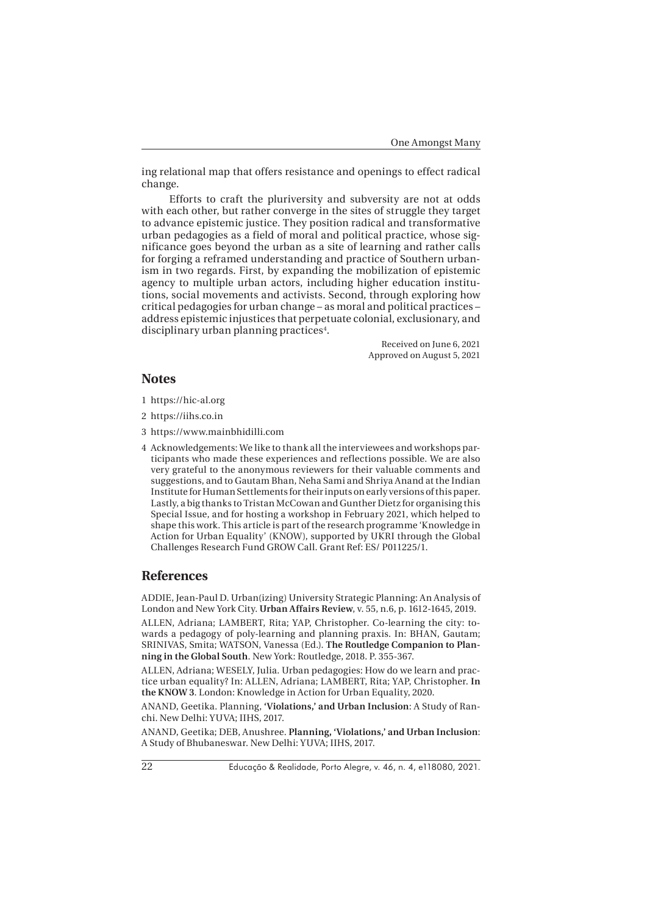ing relational map that offers resistance and openings to effect radical change.

Efforts to craft the pluriversity and subversity are not at odds with each other, but rather converge in the sites of struggle they target to advance epistemic justice. They position radical and transformative urban pedagogies as a field of moral and political practice, whose significance goes beyond the urban as a site of learning and rather calls for forging a reframed understanding and practice of Southern urbanism in two regards. First, by expanding the mobilization of epistemic agency to multiple urban actors, including higher education institutions, social movements and activists. Second, through exploring how critical pedagogies for urban change – as moral and political practices – address epistemic injustices that perpetuate colonial, exclusionary, and disciplinary urban planning practices[4].

Received on June 6, 2021
Approved on August 5, 2021

## Notes

1 https://hic-al.org

2 https://iihs.co.in

3 https://www.mainbhidilli.com

4 Acknowledgements: We like to thank all the interviewees and workshops participants who made these experiences and reflections possible. We are also very grateful to the anonymous reviewers for their valuable comments and suggestions, and to Gautam Bhan, Neha Sami and Shriya Anand at the Indian Institute for Human Settlements for their inputs on early versions of this paper. Lastly, a big thanks to Tristan McCowan and Gunther Dietz for organising this Special Issue, and for hosting a workshop in February 2021, which helped to shape this work. This article is part of the research programme 'Knowledge in Action for Urban Equality' (KNOW), supported by UKRI through the Global Challenges Research Fund GROW Call. Grant Ref: ES/ P011225/1.

## References

ADDIE, Jean-Paul D. Urban(izing) University Strategic Planning: An Analysis of London and New York City. **Urban Affairs Review**, v. 55, n.6, p. 1612-1645, 2019.

ALLEN, Adriana; LAMBERT, Rita; YAP, Christopher. Co-learning the city: towards a pedagogy of poly-learning and planning praxis. In: BHAN, Gautam; SRINIVAS, Smita; WATSON, Vanessa (Ed.). **The Routledge Companion to Planning in the Global South**. New York: Routledge, 2018. P. 355-367.

ALLEN, Adriana; WESELY, Julia. Urban pedagogies: How do we learn and practice urban equality? In: ALLEN, Adriana; LAMBERT, Rita; YAP, Christopher. **In the KNOW 3**. London: Knowledge in Action for Urban Equality, 2020.

ANAND, Geetika. Planning, **'Violations,' and Urban Inclusion**: A Study of Ranchi. New Delhi: YUVA; IIHS, 2017.

ANAND, Geetika; DEB, Anushree. **Planning, 'Violations,' and Urban Inclusion**: A Study of Bhubaneswar. New Delhi: YUVA; IIHS, 2017.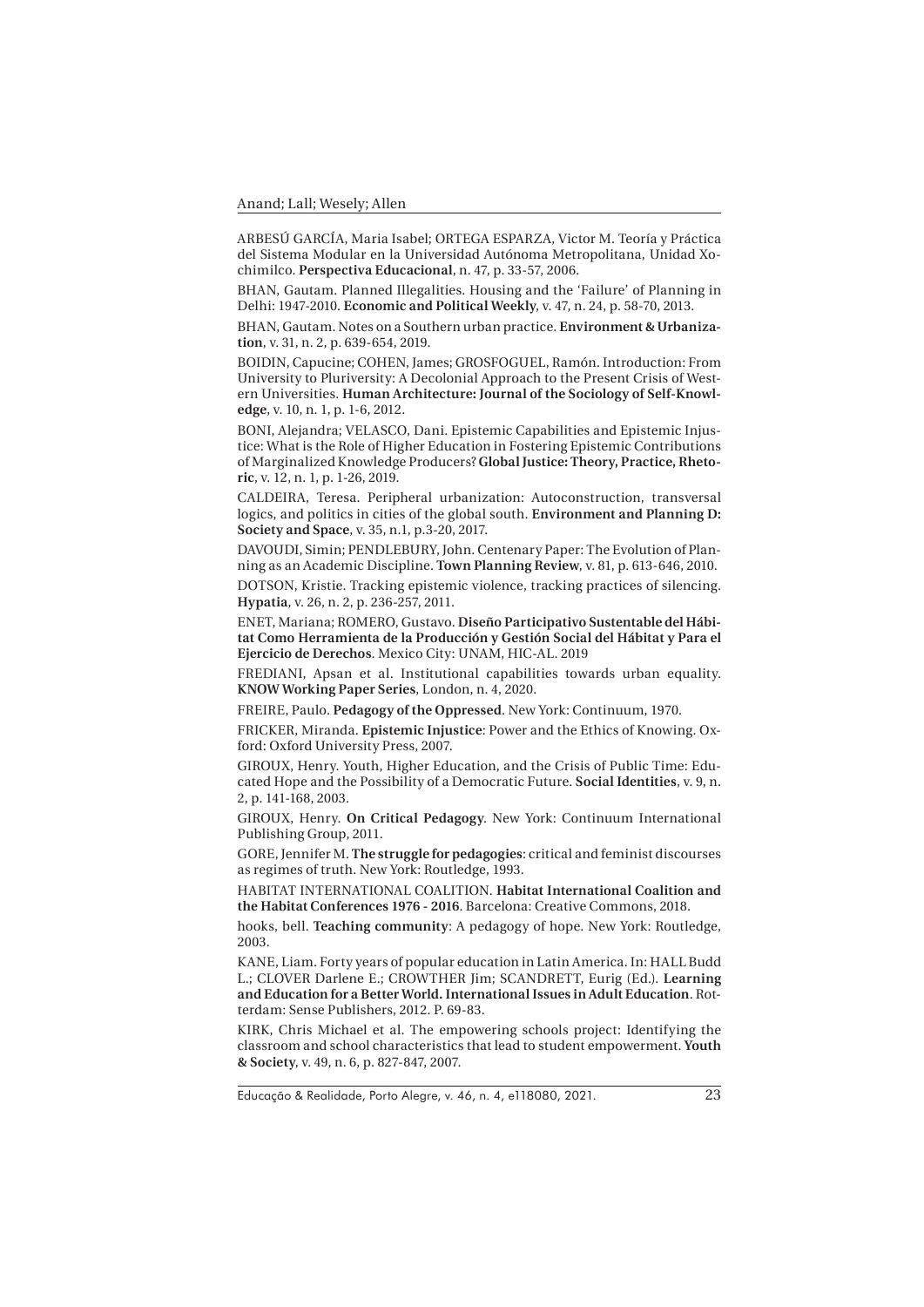ARBESÚ GARCÍA, Maria Isabel; ORTEGA ESPARZA, Victor M. Teoría y Práctica del Sistema Modular en la Universidad Autónoma Metropolitana, Unidad Xochimilco. **Perspectiva Educacional**, n. 47, p. 33-57, 2006.

BHAN, Gautam. Planned Illegalities. Housing and the 'Failure' of Planning in Delhi: 1947-2010. **Economic and Political Weekly**, v. 47, n. 24, p. 58-70, 2013.

BHAN, Gautam. Notes on a Southern urban practice. **Environment & Urbanization**, v. 31, n. 2, p. 639-654, 2019.

BOIDIN, Capucine; COHEN, James; GROSFOGUEL, Ramón. Introduction: From University to Pluriversity: A Decolonial Approach to the Present Crisis of Western Universities. **Human Architecture: Journal of the Sociology of Self-Knowledge**, v. 10, n. 1, p. 1-6, 2012.

BONI, Alejandra; VELASCO, Dani. Epistemic Capabilities and Epistemic Injustice: What is the Role of Higher Education in Fostering Epistemic Contributions of Marginalized Knowledge Producers? **Global Justice: Theory, Practice, Rhetoric**, v. 12, n. 1, p. 1-26, 2019.

CALDEIRA, Teresa. Peripheral urbanization: Autoconstruction, transversal logics, and politics in cities of the global south. **Environment and Planning D: Society and Space**, v. 35, n.1, p.3-20, 2017.

DAVOUDI, Simin; PENDLEBURY, John. Centenary Paper: The Evolution of Planning as an Academic Discipline. **Town Planning Review**, v. 81, p. 613-646, 2010.

DOTSON, Kristie. Tracking epistemic violence, tracking practices of silencing. **Hypatia**, v. 26, n. 2, p. 236-257, 2011.

ENET, Mariana; ROMERO, Gustavo. **Diseño Participativo Sustentable del Hábitat Como Herramienta de la Producción y Gestión Social del Hábitat y Para el Ejercicio de Derechos**. Mexico City: UNAM, HIC-AL. 2019

FREDIANI, Apsan et al. Institutional capabilities towards urban equality. **KNOW Working Paper Series**, London, n. 4, 2020.

FREIRE, Paulo. **Pedagogy of the Oppressed**. New York: Continuum, 1970.

FRICKER, Miranda. **Epistemic Injustice**: Power and the Ethics of Knowing. Oxford: Oxford University Press, 2007.

GIROUX, Henry. Youth, Higher Education, and the Crisis of Public Time: Educated Hope and the Possibility of a Democratic Future. **Social Identities**, v. 9, n. 2, p. 141-168, 2003.

GIROUX, Henry. **On Critical Pedagogy**. New York: Continuum International Publishing Group, 2011.

GORE, Jennifer M. **The struggle for pedagogies**: critical and feminist discourses as regimes of truth. New York: Routledge, 1993.

HABITAT INTERNATIONAL COALITION. **Habitat International Coalition and the Habitat Conferences 1976 - 2016**. Barcelona: Creative Commons, 2018.

hooks, bell. **Teaching community**: A pedagogy of hope. New York: Routledge, 2003.

KANE, Liam. Forty years of popular education in Latin America. In: HALL Budd L.; CLOVER Darlene E.; CROWTHER Jim; SCANDRETT, Eurig (Ed.). **Learning and Education for a Better World. International Issues in Adult Education**. Rotterdam: Sense Publishers, 2012. P. 69-83.

KIRK, Chris Michael et al. The empowering schools project: Identifying the classroom and school characteristics that lead to student empowerment. **Youth & Society**, v. 49, n. 6, p. 827-847, 2007.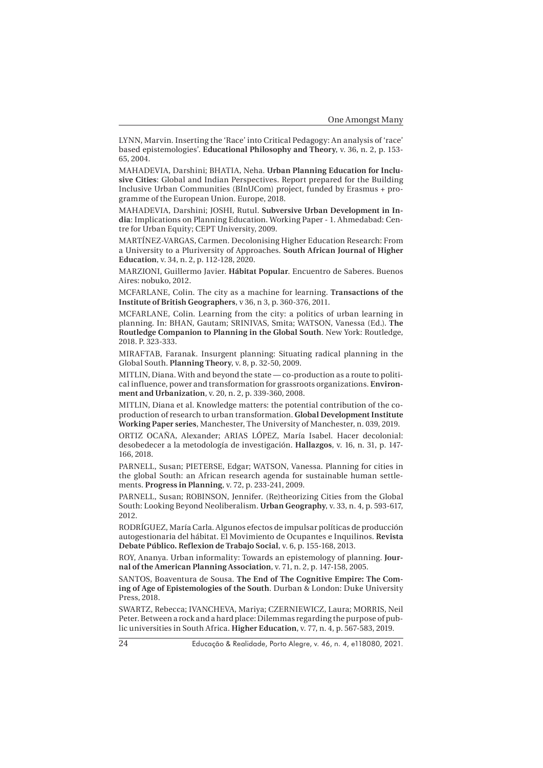LYNN, Marvin. Inserting the 'Race' into Critical Pedagogy: An analysis of 'race' based epistemologies'. **Educational Philosophy and Theory**, v. 36, n. 2, p. 153-65, 2004.

MAHADEVIA, Darshini; BHATIA, Neha. **Urban Planning Education for Inclusive Cities**: Global and Indian Perspectives. Report prepared for the Building Inclusive Urban Communities (BInUCom) project, funded by Erasmus + programme of the European Union. Europe, 2018.

MAHADEVIA, Darshini; JOSHI, Rutul. **Subversive Urban Development in India**: Implications on Planning Education. Working Paper - 1. Ahmedabad: Centre for Urban Equity; CEPT University, 2009.

MARTÍNEZ-VARGAS, Carmen. Decolonising Higher Education Research: From a University to a Pluriversity of Approaches. **South African Journal of Higher Education**, v. 34, n. 2, p. 112-128, 2020.

MARZIONI, Guillermo Javier. **Hábitat Popular**. Encuentro de Saberes. Buenos Aires: nobuko, 2012.

MCFARLANE, Colin. The city as a machine for learning. **Transactions of the Institute of British Geographers**, v 36, n 3, p. 360-376, 2011.

MCFARLANE, Colin. Learning from the city: a politics of urban learning in planning. In: BHAN, Gautam; SRINIVAS, Smita; WATSON, Vanessa (Ed.). **The Routledge Companion to Planning in the Global South**. New York: Routledge, 2018. P. 323-333.

MIRAFTAB, Faranak. Insurgent planning: Situating radical planning in the Global South. **Planning Theory**, v. 8, p. 32-50, 2009.

MITLIN, Diana. With and beyond the state — co-production as a route to political influence, power and transformation for grassroots organizations. **Environment and Urbanization**, v. 20, n. 2, p. 339-360, 2008.

MITLIN, Diana et al. Knowledge matters: the potential contribution of the co-production of research to urban transformation. **Global Development Institute Working Paper series**, Manchester, The University of Manchester, n. 039, 2019.

ORTIZ OCAÑA, Alexander; ARIAS LÓPEZ, María Isabel. Hacer decolonial: desobedecer a la metodología de investigación. **Hallazgos**, v. 16, n. 31, p. 147-166, 2018.

PARNELL, Susan; PIETERSE, Edgar; WATSON, Vanessa. Planning for cities in the global South: an African research agenda for sustainable human settlements. **Progress in Planning**, v. 72, p. 233-241, 2009.

PARNELL, Susan; ROBINSON, Jennifer. (Re)theorizing Cities from the Global South: Looking Beyond Neoliberalism. **Urban Geography**, v. 33, n. 4, p. 593-617, 2012.

RODRÍGUEZ, María Carla. Algunos efectos de impulsar políticas de producción autogestionaria del hábitat. El Movimiento de Ocupantes e Inquilinos. **Revista Debate Público. Reflexion de Trabajo Social**, v. 6, p. 155-168, 2013.

ROY, Ananya. Urban informality: Towards an epistemology of planning. **Journal of the American Planning Association**, v. 71, n. 2, p. 147-158, 2005.

SANTOS, Boaventura de Sousa. **The End of The Cognitive Empire: The Coming of Age of Epistemologies of the South**. Durban & London: Duke University Press, 2018.

SWARTZ, Rebecca; IVANCHEVA, Mariya; CZERNIEWICZ, Laura; MORRIS, Neil Peter. Between a rock and a hard place: Dilemmas regarding the purpose of public universities in South Africa. **Higher Education**, v. 77, n. 4, p. 567-583, 2019.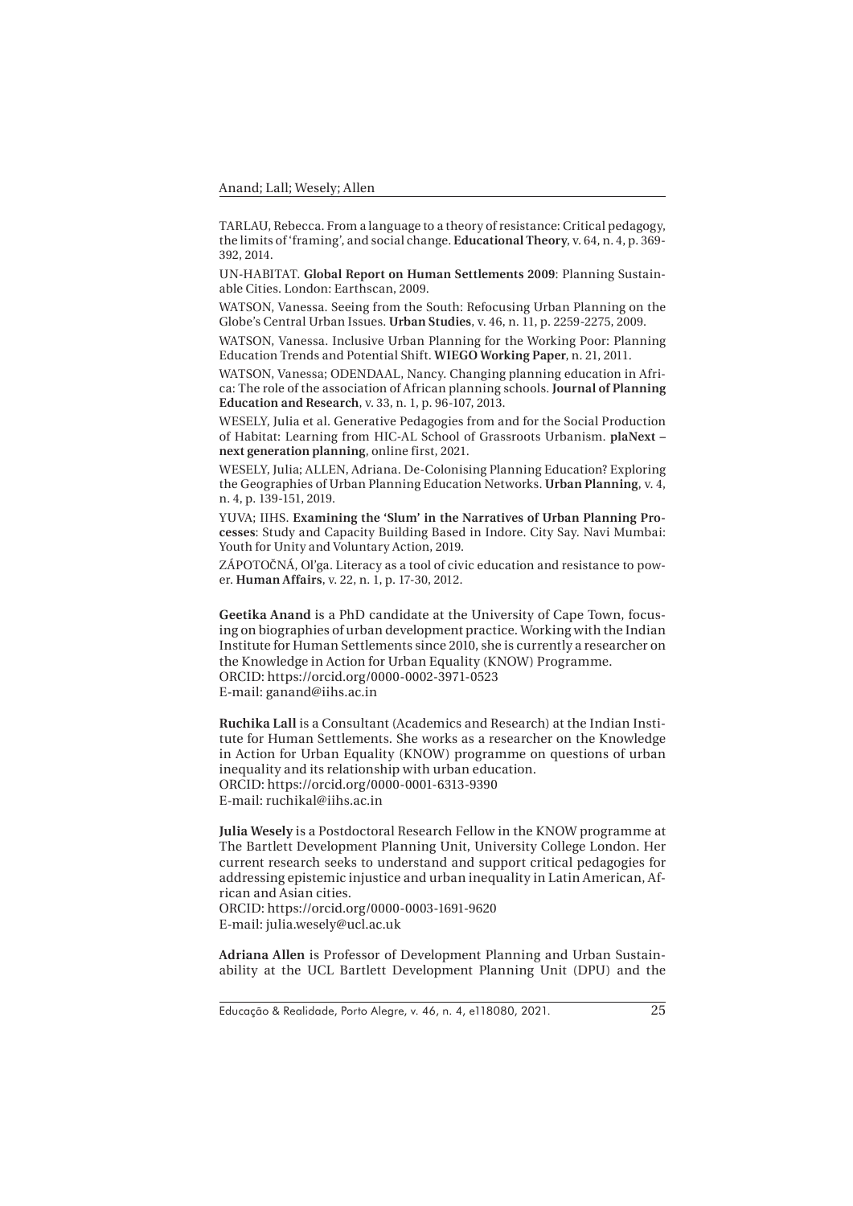TARLAU, Rebecca. From a language to a theory of resistance: Critical pedagogy, the limits of 'framing', and social change. **Educational Theory**, v. 64, n. 4, p. 369-392, 2014.

UN-HABITAT. **Global Report on Human Settlements 2009**: Planning Sustainable Cities. London: Earthscan, 2009.

WATSON, Vanessa. Seeing from the South: Refocusing Urban Planning on the Globe's Central Urban Issues. **Urban Studies**, v. 46, n. 11, p. 2259-2275, 2009.

WATSON, Vanessa. Inclusive Urban Planning for the Working Poor: Planning Education Trends and Potential Shift. **WIEGO Working Paper**, n. 21, 2011.

WATSON, Vanessa; ODENDAAL, Nancy. Changing planning education in Africa: The role of the association of African planning schools. **Journal of Planning Education and Research**, v. 33, n. 1, p. 96-107, 2013.

WESELY, Julia et al. Generative Pedagogies from and for the Social Production of Habitat: Learning from HIC-AL School of Grassroots Urbanism. **plaNext – next generation planning**, online first, 2021.

WESELY, Julia; ALLEN, Adriana. De-Colonising Planning Education? Exploring the Geographies of Urban Planning Education Networks. **Urban Planning**, v. 4, n. 4, p. 139-151, 2019.

YUVA; IIHS. **Examining the 'Slum' in the Narratives of Urban Planning Processes**: Study and Capacity Building Based in Indore. City Say. Navi Mumbai: Youth for Unity and Voluntary Action, 2019.

ZÁPOTOČNÁ, Ol'ga. Literacy as a tool of civic education and resistance to power. **Human Affairs**, v. 22, n. 1, p. 17-30, 2012.

**Geetika Anand** is a PhD candidate at the University of Cape Town, focusing on biographies of urban development practice. Working with the Indian Institute for Human Settlements since 2010, she is currently a researcher on the Knowledge in Action for Urban Equality (KNOW) Programme.
ORCID: https://orcid.org/0000-0002-3971-0523
E-mail: ganand@iihs.ac.in

**Ruchika Lall** is a Consultant (Academics and Research) at the Indian Institute for Human Settlements. She works as a researcher on the Knowledge in Action for Urban Equality (KNOW) programme on questions of urban inequality and its relationship with urban education.
ORCID: https://orcid.org/0000-0001-6313-9390
E-mail: ruchikal@iihs.ac.in

**Julia Wesely** is a Postdoctoral Research Fellow in the KNOW programme at The Bartlett Development Planning Unit, University College London. Her current research seeks to understand and support critical pedagogies for addressing epistemic injustice and urban inequality in Latin American, African and Asian cities.
ORCID: https://orcid.org/0000-0003-1691-9620
E-mail: julia.wesely@ucl.ac.uk

**Adriana Allen** is Professor of Development Planning and Urban Sustainability at the UCL Bartlett Development Planning Unit (DPU) and the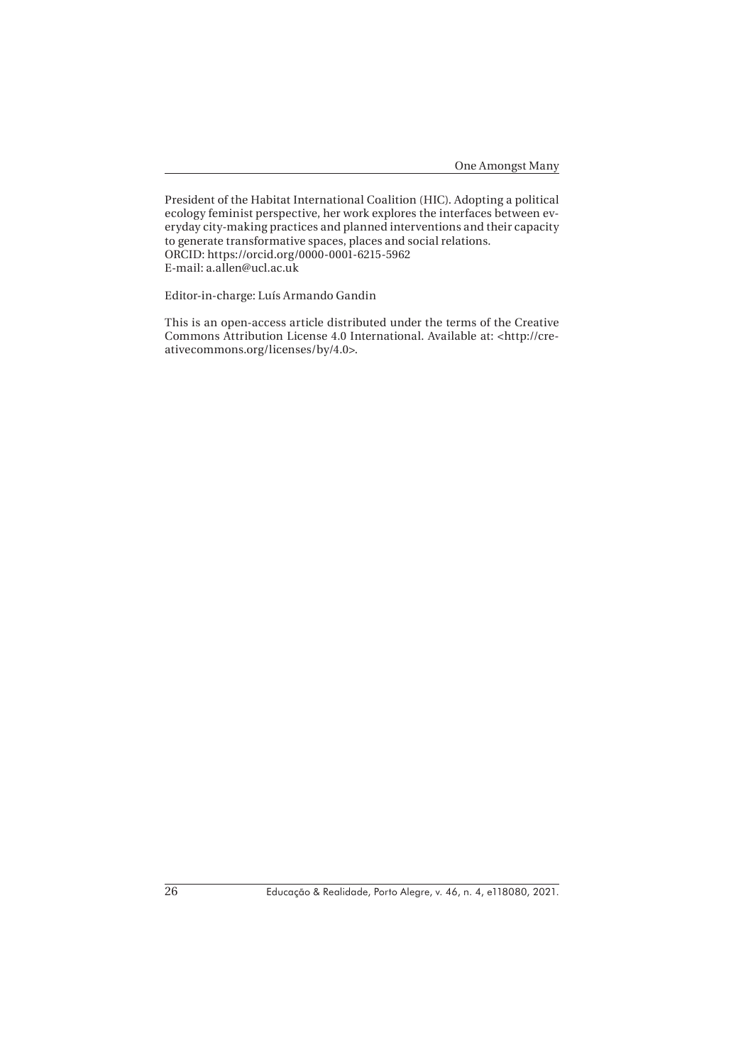President of the Habitat International Coalition (HIC). Adopting a political ecology feminist perspective, her work explores the interfaces between everyday city-making practices and planned interventions and their capacity to generate transformative spaces, places and social relations.
ORCID: https://orcid.org/0000-0001-6215-5962
E-mail: a.allen@ucl.ac.uk

Editor-in-charge: Luís Armando Gandin

This is an open-access article distributed under the terms of the Creative Commons Attribution License 4.0 International. Available at: <http://creativecommons.org/licenses/by/4.0>.